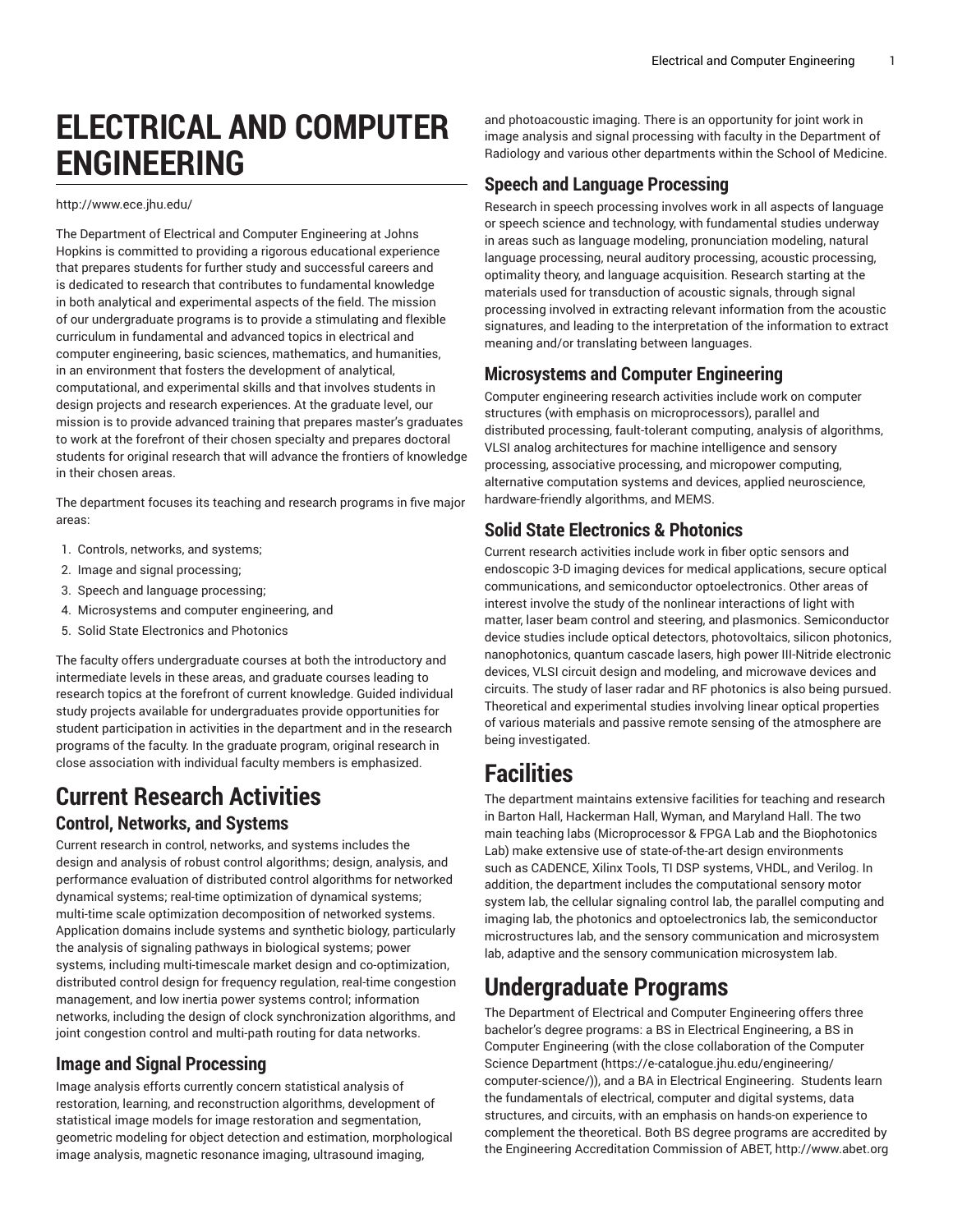# ELECTRICAL AND COMPUTER ENGINEERING

http://www.ece.jhu.edu/

The Department of Electrical and Computer Engineering at Johns Hopkins is committed to providing a rigorous educational experience that prepares students for further study and successful careers and is dedicated to research that contributes to fundamental knowledge in both analytical and experimental aspects of the field. The mission of our undergraduate programs is to provide a stimulating and flexible curriculum in fundamental and advanced topics in electrical and computer engineering, basic sciences, mathematics, and humanities, in an environment that fosters the development of analytical, computational, and experimental skills and that involves students in design projects and research experiences. At the graduate level, our mission is to provide advanced training that prepares master's graduates to work at the forefront of their chosen specialty and prepares doctoral students for original research that will advance the frontiers of knowledge in their chosen areas.

The department focuses its teaching and research programs in five major areas:

1. Controls, networks, and systems;
2. Image and signal processing;
3. Speech and language processing;
4. Microsystems and computer engineering, and
5. Solid State Electronics and Photonics

The faculty offers undergraduate courses at both the introductory and intermediate levels in these areas, and graduate courses leading to research topics at the forefront of current knowledge. Guided individual study projects available for undergraduates provide opportunities for student participation in activities in the department and in the research programs of the faculty. In the graduate program, original research in close association with individual faculty members is emphasized.

## Current Research Activities

### Control, Networks, and Systems

Current research in control, networks, and systems includes the design and analysis of robust control algorithms; design, analysis, and performance evaluation of distributed control algorithms for networked dynamical systems; real-time optimization of dynamical systems; multi-time scale optimization decomposition of networked systems. Application domains include systems and synthetic biology, particularly the analysis of signaling pathways in biological systems; power systems, including multi-timescale market design and co-optimization, distributed control design for frequency regulation, real-time congestion management, and low inertia power systems control; information networks, including the design of clock synchronization algorithms, and joint congestion control and multi-path routing for data networks.

### Image and Signal Processing

Image analysis efforts currently concern statistical analysis of restoration, learning, and reconstruction algorithms, development of statistical image models for image restoration and segmentation, geometric modeling for object detection and estimation, morphological image analysis, magnetic resonance imaging, ultrasound imaging, and photoacoustic imaging. There is an opportunity for joint work in image analysis and signal processing with faculty in the Department of Radiology and various other departments within the School of Medicine.

### Speech and Language Processing

Research in speech processing involves work in all aspects of language or speech science and technology, with fundamental studies underway in areas such as language modeling, pronunciation modeling, natural language processing, neural auditory processing, acoustic processing, optimality theory, and language acquisition. Research starting at the materials used for transduction of acoustic signals, through signal processing involved in extracting relevant information from the acoustic signatures, and leading to the interpretation of the information to extract meaning and/or translating between languages.

### Microsystems and Computer Engineering

Computer engineering research activities include work on computer structures (with emphasis on microprocessors), parallel and distributed processing, fault-tolerant computing, analysis of algorithms, VLSI analog architectures for machine intelligence and sensory processing, associative processing, and micropower computing, alternative computation systems and devices, applied neuroscience, hardware-friendly algorithms, and MEMS.

### Solid State Electronics & Photonics

Current research activities include work in fiber optic sensors and endoscopic 3-D imaging devices for medical applications, secure optical communications, and semiconductor optoelectronics. Other areas of interest involve the study of the nonlinear interactions of light with matter, laser beam control and steering, and plasmonics. Semiconductor device studies include optical detectors, photovoltaics, silicon photonics, nanophotonics, quantum cascade lasers, high power III-Nitride electronic devices, VLSI circuit design and modeling, and microwave devices and circuits. The study of laser radar and RF photonics is also being pursued. Theoretical and experimental studies involving linear optical properties of various materials and passive remote sensing of the atmosphere are being investigated.

## Facilities

The department maintains extensive facilities for teaching and research in Barton Hall, Hackerman Hall, Wyman, and Maryland Hall. The two main teaching labs (Microprocessor & FPGA Lab and the Biophotonics Lab) make extensive use of state-of-the-art design environments such as CADENCE, Xilinx Tools, TI DSP systems, VHDL, and Verilog. In addition, the department includes the computational sensory motor system lab, the cellular signaling control lab, the parallel computing and imaging lab, the photonics and optoelectronics lab, the semiconductor microstructures lab, and the sensory communication and microsystem lab, adaptive and the sensory communication microsystem lab.

## Undergraduate Programs

The Department of Electrical and Computer Engineering offers three bachelor's degree programs: a BS in Electrical Engineering, a BS in Computer Engineering (with the close collaboration of the Computer Science Department (https://e-catalogue.jhu.edu/engineering/computer-science/)), and a BA in Electrical Engineering. Students learn the fundamentals of electrical, computer and digital systems, data structures, and circuits, with an emphasis on hands-on experience to complement the theoretical. Both BS degree programs are accredited by the Engineering Accreditation Commission of ABET, http://www.abet.org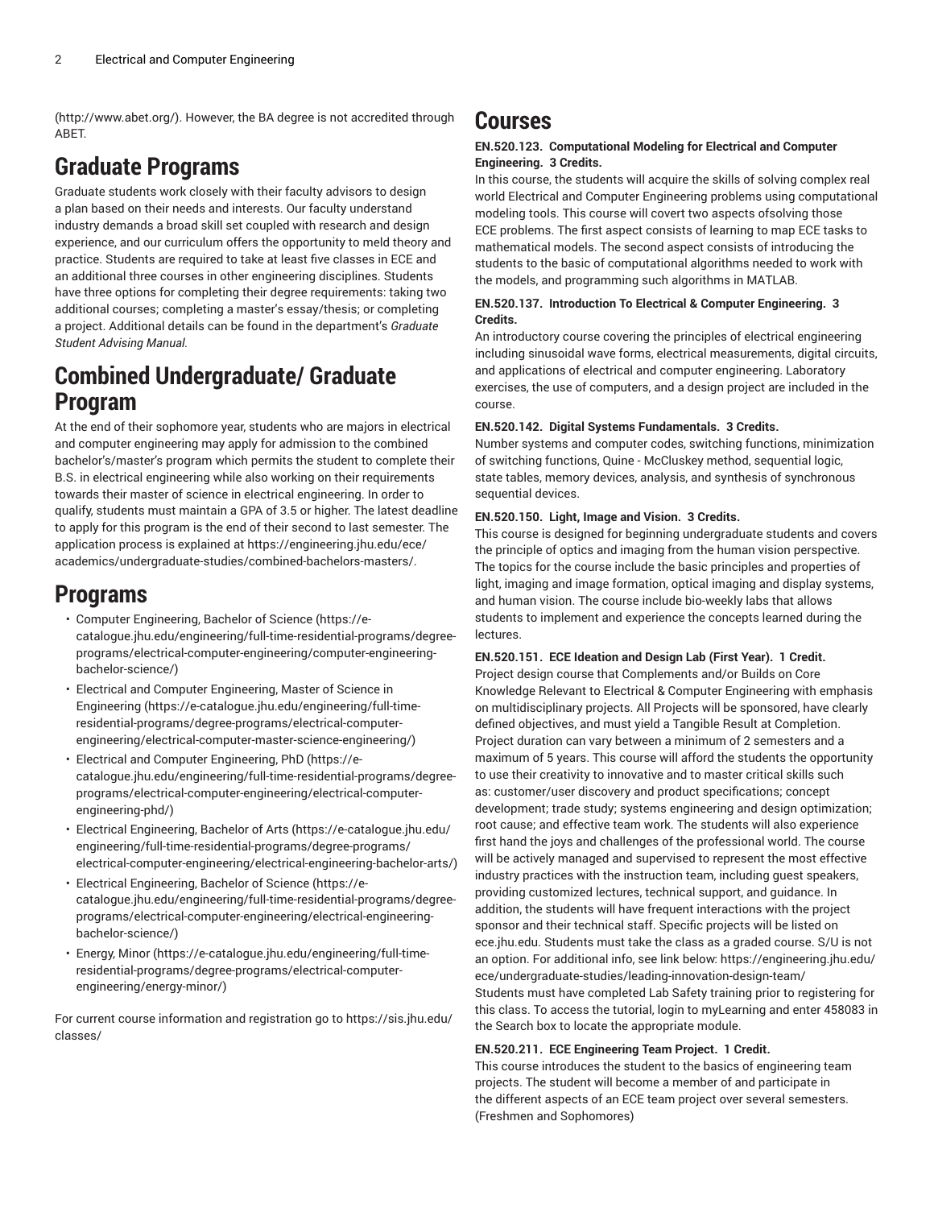(http://www.abet.org/). However, the BA degree is not accredited through ABET.

# Graduate Programs

Graduate students work closely with their faculty advisors to design a plan based on their needs and interests. Our faculty understand industry demands a broad skill set coupled with research and design experience, and our curriculum offers the opportunity to meld theory and practice. Students are required to take at least five classes in ECE and an additional three courses in other engineering disciplines. Students have three options for completing their degree requirements: taking two additional courses; completing a master's essay/thesis; or completing a project. Additional details can be found in the department's *Graduate Student Advising Manual.*

# Combined Undergraduate/ Graduate Program

At the end of their sophomore year, students who are majors in electrical and computer engineering may apply for admission to the combined bachelor's/master's program which permits the student to complete their B.S. in electrical engineering while also working on their requirements towards their master of science in electrical engineering. In order to qualify, students must maintain a GPA of 3.5 or higher. The latest deadline to apply for this program is the end of their second to last semester. The application process is explained at https://engineering.jhu.edu/ece/academics/undergraduate-studies/combined-bachelors-masters/.

# Programs

- Computer Engineering, Bachelor of Science (https://e-catalogue.jhu.edu/engineering/full-time-residential-programs/degree-programs/electrical-computer-engineering/computer-engineering-bachelor-science/)
- Electrical and Computer Engineering, Master of Science in Engineering (https://e-catalogue.jhu.edu/engineering/full-time-residential-programs/degree-programs/electrical-computer-engineering/electrical-computer-master-science-engineering/)
- Electrical and Computer Engineering, PhD (https://e-catalogue.jhu.edu/engineering/full-time-residential-programs/degree-programs/electrical-computer-engineering/electrical-computer-engineering-phd/)
- Electrical Engineering, Bachelor of Arts (https://e-catalogue.jhu.edu/engineering/full-time-residential-programs/degree-programs/electrical-computer-engineering/electrical-engineering-bachelor-arts/)
- Electrical Engineering, Bachelor of Science (https://e-catalogue.jhu.edu/engineering/full-time-residential-programs/degree-programs/electrical-computer-engineering/electrical-engineering-bachelor-science/)
- Energy, Minor (https://e-catalogue.jhu.edu/engineering/full-time-residential-programs/degree-programs/electrical-computer-engineering/energy-minor/)

For current course information and registration go to https://sis.jhu.edu/classes/

# Courses

**EN.520.123. Computational Modeling for Electrical and Computer Engineering. 3 Credits.**

In this course, the students will acquire the skills of solving complex real world Electrical and Computer Engineering problems using computational modeling tools. This course will covert two aspects ofsolving those ECE problems. The first aspect consists of learning to map ECE tasks to mathematical models. The second aspect consists of introducing the students to the basic of computational algorithms needed to work with the models, and programming such algorithms in MATLAB.

**EN.520.137. Introduction To Electrical & Computer Engineering. 3 Credits.**

An introductory course covering the principles of electrical engineering including sinusoidal wave forms, electrical measurements, digital circuits, and applications of electrical and computer engineering. Laboratory exercises, the use of computers, and a design project are included in the course.

**EN.520.142. Digital Systems Fundamentals. 3 Credits.**

Number systems and computer codes, switching functions, minimization of switching functions, Quine - McCluskey method, sequential logic, state tables, memory devices, analysis, and synthesis of synchronous sequential devices.

**EN.520.150. Light, Image and Vision. 3 Credits.**

This course is designed for beginning undergraduate students and covers the principle of optics and imaging from the human vision perspective. The topics for the course include the basic principles and properties of light, imaging and image formation, optical imaging and display systems, and human vision. The course include bio-weekly labs that allows students to implement and experience the concepts learned during the lectures.

**EN.520.151. ECE Ideation and Design Lab (First Year). 1 Credit.**

Project design course that Complements and/or Builds on Core Knowledge Relevant to Electrical & Computer Engineering with emphasis on multidisciplinary projects. All Projects will be sponsored, have clearly defined objectives, and must yield a Tangible Result at Completion. Project duration can vary between a minimum of 2 semesters and a maximum of 5 years. This course will afford the students the opportunity to use their creativity to innovative and to master critical skills such as: customer/user discovery and product specifications; concept development; trade study; systems engineering and design optimization; root cause; and effective team work. The students will also experience first hand the joys and challenges of the professional world. The course will be actively managed and supervised to represent the most effective industry practices with the instruction team, including guest speakers, providing customized lectures, technical support, and guidance. In addition, the students will have frequent interactions with the project sponsor and their technical staff. Specific projects will be listed on ece.jhu.edu. Students must take the class as a graded course. S/U is not an option. For additional info, see link below: https://engineering.jhu.edu/ece/undergraduate-studies/leading-innovation-design-team/ Students must have completed Lab Safety training prior to registering for this class. To access the tutorial, login to myLearning and enter 458083 in the Search box to locate the appropriate module.

**EN.520.211. ECE Engineering Team Project. 1 Credit.**

This course introduces the student to the basics of engineering team projects. The student will become a member of and participate in the different aspects of an ECE team project over several semesters. (Freshmen and Sophomores)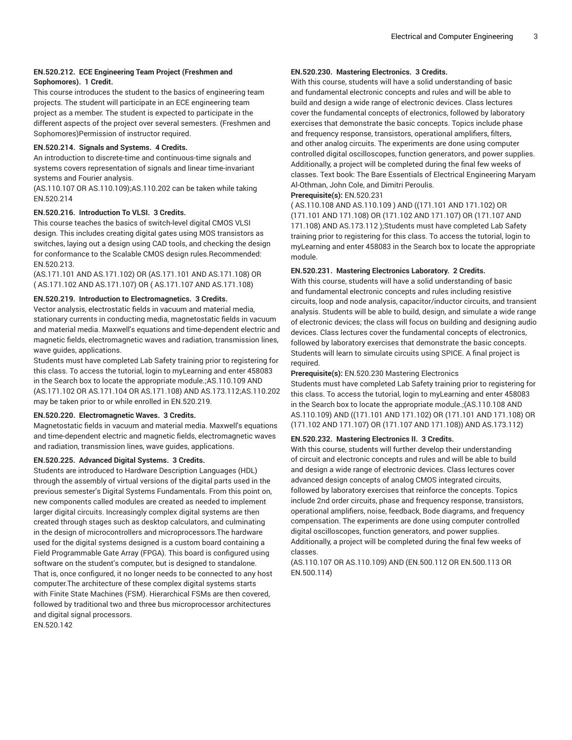**EN.520.212. ECE Engineering Team Project (Freshmen and Sophomores). 1 Credit.**

This course introduces the student to the basics of engineering team projects. The student will participate in an ECE engineering team project as a member. The student is expected to participate in the different aspects of the project over several semesters. (Freshmen and Sophomores)Permission of instructor required.

**EN.520.214. Signals and Systems. 4 Credits.**

An introduction to discrete-time and continuous-time signals and systems covers representation of signals and linear time-invariant systems and Fourier analysis.

(AS.110.107 OR AS.110.109);AS.110.202 can be taken while taking EN.520.214

**EN.520.216. Introduction To VLSI. 3 Credits.**

This course teaches the basics of switch-level digital CMOS VLSI design. This includes creating digital gates using MOS transistors as switches, laying out a design using CAD tools, and checking the design for conformance to the Scalable CMOS design rules.Recommended: EN.520.213.

(AS.171.101 AND AS.171.102) OR (AS.171.101 AND AS.171.108) OR ( AS.171.102 AND AS.171.107) OR ( AS.171.107 AND AS.171.108)

**EN.520.219. Introduction to Electromagnetics. 3 Credits.**

Vector analysis, electrostatic fields in vacuum and material media, stationary currents in conducting media, magnetostatic fields in vacuum and material media. Maxwell's equations and time-dependent electric and magnetic fields, electromagnetic waves and radiation, transmission lines, wave guides, applications.

Students must have completed Lab Safety training prior to registering for this class. To access the tutorial, login to myLearning and enter 458083 in the Search box to locate the appropriate module.;AS.110.109 AND (AS.171.102 OR AS.171.104 OR AS.171.108) AND AS.173.112;AS.110.202 may be taken prior to or while enrolled in EN.520.219.

**EN.520.220. Electromagnetic Waves. 3 Credits.**

Magnetostatic fields in vacuum and material media. Maxwell's equations and time-dependent electric and magnetic fields, electromagnetic waves and radiation, transmission lines, wave guides, applications.

**EN.520.225. Advanced Digital Systems. 3 Credits.**

Students are introduced to Hardware Description Languages (HDL) through the assembly of virtual versions of the digital parts used in the previous semester's Digital Systems Fundamentals. From this point on, new components called modules are created as needed to implement larger digital circuits. Increasingly complex digital systems are then created through stages such as desktop calculators, and culminating in the design of microcontrollers and microprocessors.The hardware used for the digital systems designed is a custom board containing a Field Programmable Gate Array (FPGA). This board is configured using software on the student's computer, but is designed to standalone. That is, once configured, it no longer needs to be connected to any host computer.The architecture of these complex digital systems starts with Finite State Machines (FSM). Hierarchical FSMs are then covered, followed by traditional two and three bus microprocessor architectures and digital signal processors.

EN.520.142

**EN.520.230. Mastering Electronics. 3 Credits.**

With this course, students will have a solid understanding of basic and fundamental electronic concepts and rules and will be able to build and design a wide range of electronic devices. Class lectures cover the fundamental concepts of electronics, followed by laboratory exercises that demonstrate the basic concepts. Topics include phase and frequency response, transistors, operational amplifiers, filters, and other analog circuits. The experiments are done using computer controlled digital oscilloscopes, function generators, and power supplies. Additionally, a project will be completed during the final few weeks of classes. Text book: The Bare Essentials of Electrical Engineering Maryam Al-Othman, John Cole, and Dimitri Peroulis.

**Prerequisite(s):** EN.520.231

( AS.110.108 AND AS.110.109 ) AND ((171.101 AND 171.102) OR (171.101 AND 171.108) OR (171.102 AND 171.107) OR (171.107 AND 171.108) AND AS.173.112 );Students must have completed Lab Safety training prior to registering for this class. To access the tutorial, login to myLearning and enter 458083 in the Search box to locate the appropriate module.

**EN.520.231. Mastering Electronics Laboratory. 2 Credits.**

With this course, students will have a solid understanding of basic and fundamental electronic concepts and rules including resistive circuits, loop and node analysis, capacitor/inductor circuits, and transient analysis. Students will be able to build, design, and simulate a wide range of electronic devices; the class will focus on building and designing audio devices. Class lectures cover the fundamental concepts of electronics, followed by laboratory exercises that demonstrate the basic concepts. Students will learn to simulate circuits using SPICE. A final project is required.

**Prerequisite(s):** EN.520.230 Mastering Electronics

Students must have completed Lab Safety training prior to registering for this class. To access the tutorial, login to myLearning and enter 458083 in the Search box to locate the appropriate module.;(AS.110.108 AND AS.110.109) AND ((171.101 AND 171.102) OR (171.101 AND 171.108) OR (171.102 AND 171.107) OR (171.107 AND 171.108)) AND AS.173.112)

**EN.520.232. Mastering Electronics II. 3 Credits.**

With this course, students will further develop their understanding of circuit and electronic concepts and rules and will be able to build and design a wide range of electronic devices. Class lectures cover advanced design concepts of analog CMOS integrated circuits, followed by laboratory exercises that reinforce the concepts. Topics include 2nd order circuits, phase and frequency response, transistors, operational amplifiers, noise, feedback, Bode diagrams, and frequency compensation. The experiments are done using computer controlled digital oscilloscopes, function generators, and power supplies. Additionally, a project will be completed during the final few weeks of classes.

(AS.110.107 OR AS.110.109) AND (EN.500.112 OR EN.500.113 OR EN.500.114)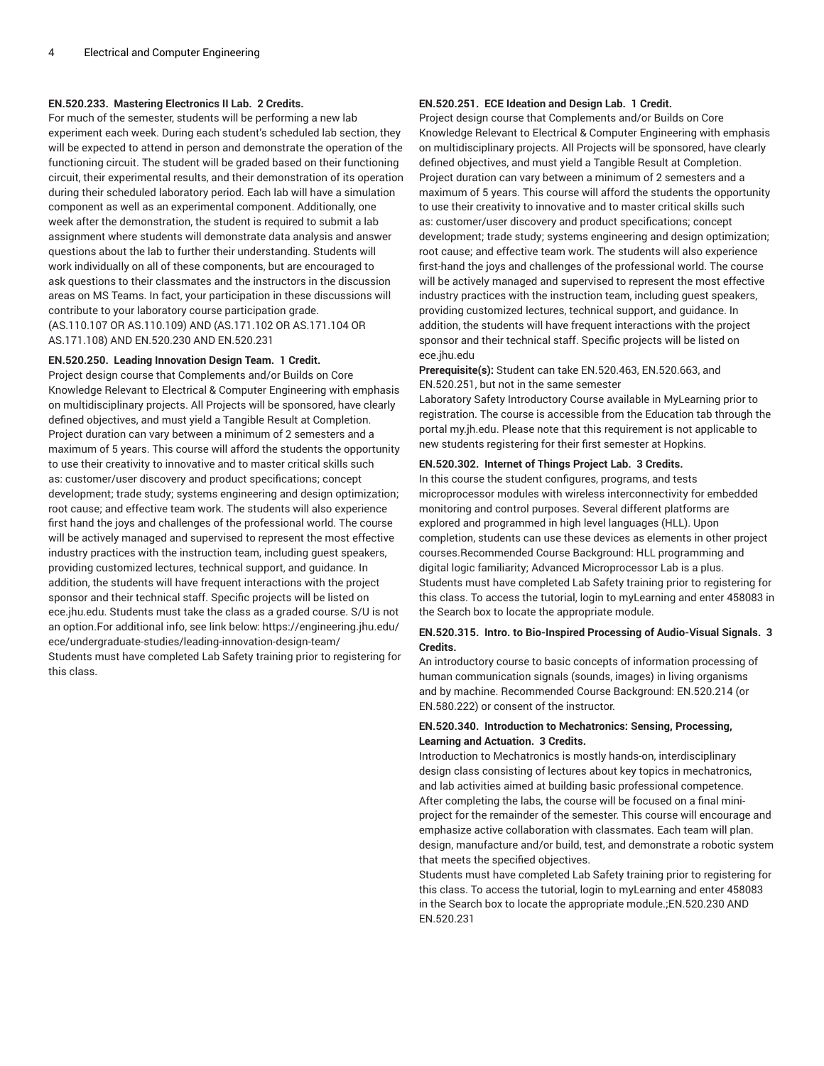**EN.520.233. Mastering Electronics II Lab. 2 Credits.**

For much of the semester, students will be performing a new lab experiment each week. During each student's scheduled lab section, they will be expected to attend in person and demonstrate the operation of the functioning circuit. The student will be graded based on their functioning circuit, their experimental results, and their demonstration of its operation during their scheduled laboratory period. Each lab will have a simulation component as well as an experimental component. Additionally, one week after the demonstration, the student is required to submit a lab assignment where students will demonstrate data analysis and answer questions about the lab to further their understanding. Students will work individually on all of these components, but are encouraged to ask questions to their classmates and the instructors in the discussion areas on MS Teams. In fact, your participation in these discussions will contribute to your laboratory course participation grade.
(AS.110.107 OR AS.110.109) AND (AS.171.102 OR AS.171.104 OR AS.171.108) AND EN.520.230 AND EN.520.231

**EN.520.250. Leading Innovation Design Team. 1 Credit.**

Project design course that Complements and/or Builds on Core Knowledge Relevant to Electrical & Computer Engineering with emphasis on multidisciplinary projects. All Projects will be sponsored, have clearly defined objectives, and must yield a Tangible Result at Completion. Project duration can vary between a minimum of 2 semesters and a maximum of 5 years. This course will afford the students the opportunity to use their creativity to innovative and to master critical skills such as: customer/user discovery and product specifications; concept development; trade study; systems engineering and design optimization; root cause; and effective team work. The students will also experience first hand the joys and challenges of the professional world. The course will be actively managed and supervised to represent the most effective industry practices with the instruction team, including guest speakers, providing customized lectures, technical support, and guidance. In addition, the students will have frequent interactions with the project sponsor and their technical staff. Specific projects will be listed on ece.jhu.edu. Students must take the class as a graded course. S/U is not an option.For additional info, see link below: https://engineering.jhu.edu/ece/undergraduate-studies/leading-innovation-design-team/
Students must have completed Lab Safety training prior to registering for this class.

**EN.520.251. ECE Ideation and Design Lab. 1 Credit.**

Project design course that Complements and/or Builds on Core Knowledge Relevant to Electrical & Computer Engineering with emphasis on multidisciplinary projects. All Projects will be sponsored, have clearly defined objectives, and must yield a Tangible Result at Completion. Project duration can vary between a minimum of 2 semesters and a maximum of 5 years. This course will afford the students the opportunity to use their creativity to innovative and to master critical skills such as: customer/user discovery and product specifications; concept development; trade study; systems engineering and design optimization; root cause; and effective team work. The students will also experience first-hand the joys and challenges of the professional world. The course will be actively managed and supervised to represent the most effective industry practices with the instruction team, including guest speakers, providing customized lectures, technical support, and guidance. In addition, the students will have frequent interactions with the project sponsor and their technical staff. Specific projects will be listed on ece.jhu.edu

**Prerequisite(s):** Student can take EN.520.463, EN.520.663, and EN.520.251, but not in the same semester
Laboratory Safety Introductory Course available in MyLearning prior to registration. The course is accessible from the Education tab through the portal my.jh.edu. Please note that this requirement is not applicable to new students registering for their first semester at Hopkins.

**EN.520.302. Internet of Things Project Lab. 3 Credits.**

In this course the student configures, programs, and tests microprocessor modules with wireless interconnectivity for embedded monitoring and control purposes. Several different platforms are explored and programmed in high level languages (HLL). Upon completion, students can use these devices as elements in other project courses.Recommended Course Background: HLL programming and digital logic familiarity; Advanced Microprocessor Lab is a plus. Students must have completed Lab Safety training prior to registering for this class. To access the tutorial, login to myLearning and enter 458083 in the Search box to locate the appropriate module.

**EN.520.315. Intro. to Bio-Inspired Processing of Audio-Visual Signals. 3 Credits.**

An introductory course to basic concepts of information processing of human communication signals (sounds, images) in living organisms and by machine. Recommended Course Background: EN.520.214 (or EN.580.222) or consent of the instructor.

**EN.520.340. Introduction to Mechatronics: Sensing, Processing, Learning and Actuation. 3 Credits.**

Introduction to Mechatronics is mostly hands-on, interdisciplinary design class consisting of lectures about key topics in mechatronics, and lab activities aimed at building basic professional competence. After completing the labs, the course will be focused on a final mini-project for the remainder of the semester. This course will encourage and emphasize active collaboration with classmates. Each team will plan. design, manufacture and/or build, test, and demonstrate a robotic system that meets the specified objectives.
Students must have completed Lab Safety training prior to registering for this class. To access the tutorial, login to myLearning and enter 458083 in the Search box to locate the appropriate module.;EN.520.230 AND EN.520.231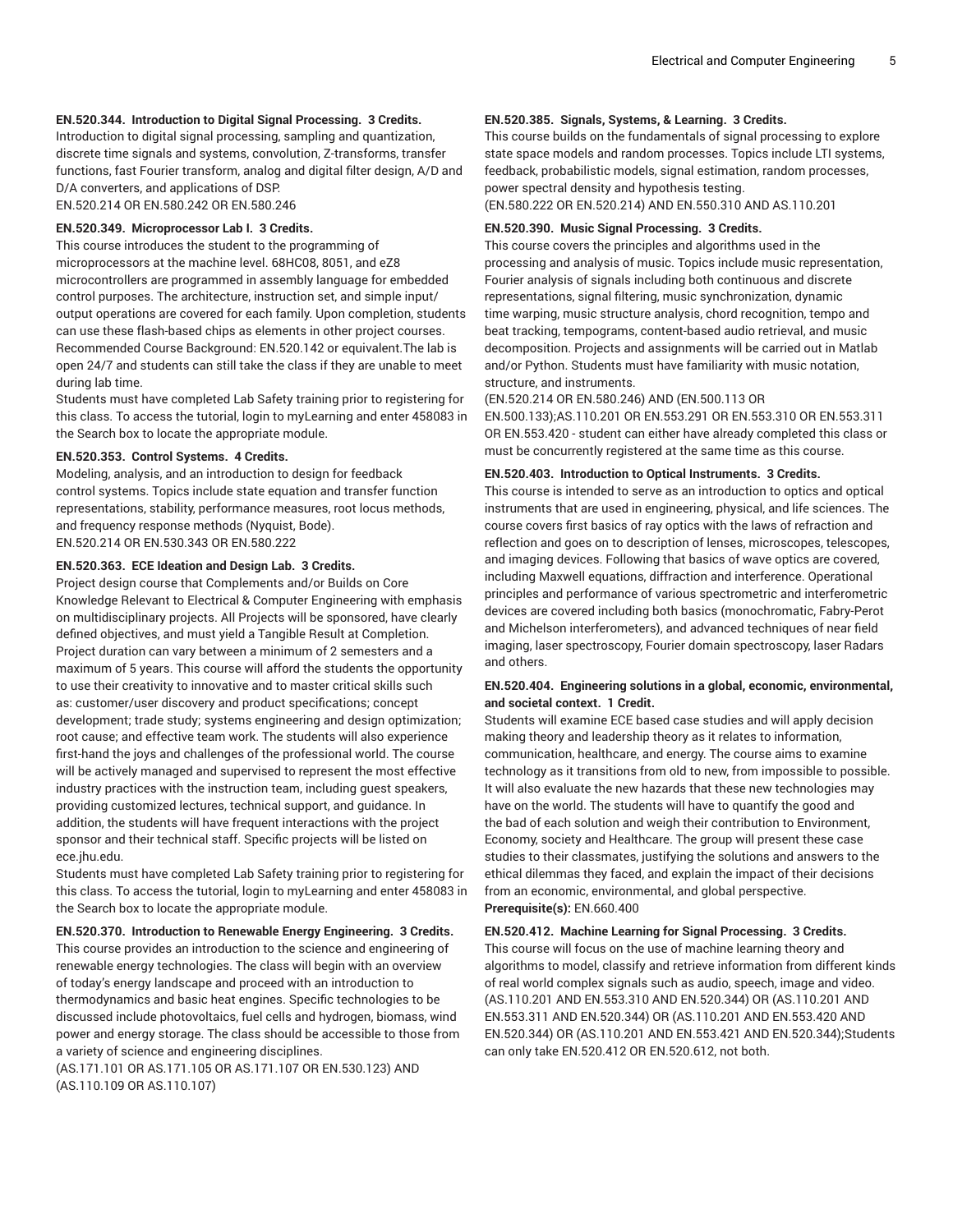**EN.520.344. Introduction to Digital Signal Processing. 3 Credits.**

Introduction to digital signal processing, sampling and quantization, discrete time signals and systems, convolution, Z-transforms, transfer functions, fast Fourier transform, analog and digital filter design, A/D and D/A converters, and applications of DSP.
EN.520.214 OR EN.580.242 OR EN.580.246

**EN.520.349. Microprocessor Lab I. 3 Credits.**

This course introduces the student to the programming of microprocessors at the machine level. 68HC08, 8051, and eZ8 microcontrollers are programmed in assembly language for embedded control purposes. The architecture, instruction set, and simple input/output operations are covered for each family. Upon completion, students can use these flash-based chips as elements in other project courses. Recommended Course Background: EN.520.142 or equivalent.The lab is open 24/7 and students can still take the class if they are unable to meet during lab time.

Students must have completed Lab Safety training prior to registering for this class. To access the tutorial, login to myLearning and enter 458083 in the Search box to locate the appropriate module.

**EN.520.353. Control Systems. 4 Credits.**

Modeling, analysis, and an introduction to design for feedback control systems. Topics include state equation and transfer function representations, stability, performance measures, root locus methods, and frequency response methods (Nyquist, Bode).
EN.520.214 OR EN.530.343 OR EN.580.222

**EN.520.363. ECE Ideation and Design Lab. 3 Credits.**

Project design course that Complements and/or Builds on Core Knowledge Relevant to Electrical & Computer Engineering with emphasis on multidisciplinary projects. All Projects will be sponsored, have clearly defined objectives, and must yield a Tangible Result at Completion. Project duration can vary between a minimum of 2 semesters and a maximum of 5 years. This course will afford the students the opportunity to use their creativity to innovative and to master critical skills such as: customer/user discovery and product specifications; concept development; trade study; systems engineering and design optimization; root cause; and effective team work. The students will also experience first-hand the joys and challenges of the professional world. The course will be actively managed and supervised to represent the most effective industry practices with the instruction team, including guest speakers, providing customized lectures, technical support, and guidance. In addition, the students will have frequent interactions with the project sponsor and their technical staff. Specific projects will be listed on ece.jhu.edu.

Students must have completed Lab Safety training prior to registering for this class. To access the tutorial, login to myLearning and enter 458083 in the Search box to locate the appropriate module.

**EN.520.370. Introduction to Renewable Energy Engineering. 3 Credits.**

This course provides an introduction to the science and engineering of renewable energy technologies. The class will begin with an overview of today's energy landscape and proceed with an introduction to thermodynamics and basic heat engines. Specific technologies to be discussed include photovoltaics, fuel cells and hydrogen, biomass, wind power and energy storage. The class should be accessible to those from a variety of science and engineering disciplines.
(AS.171.101 OR AS.171.105 OR AS.171.107 OR EN.530.123) AND (AS.110.109 OR AS.110.107)

**EN.520.385. Signals, Systems, & Learning. 3 Credits.**

This course builds on the fundamentals of signal processing to explore state space models and random processes. Topics include LTI systems, feedback, probabilistic models, signal estimation, random processes, power spectral density and hypothesis testing.
(EN.580.222 OR EN.520.214) AND EN.550.310 AND AS.110.201

**EN.520.390. Music Signal Processing. 3 Credits.**

This course covers the principles and algorithms used in the processing and analysis of music. Topics include music representation, Fourier analysis of signals including both continuous and discrete representations, signal filtering, music synchronization, dynamic time warping, music structure analysis, chord recognition, tempo and beat tracking, tempograms, content-based audio retrieval, and music decomposition. Projects and assignments will be carried out in Matlab and/or Python. Students must have familiarity with music notation, structure, and instruments.
(EN.520.214 OR EN.580.246) AND (EN.500.113 OR EN.500.133);AS.110.201 OR EN.553.291 OR EN.553.310 OR EN.553.311 OR EN.553.420 - student can either have already completed this class or must be concurrently registered at the same time as this course.

**EN.520.403. Introduction to Optical Instruments. 3 Credits.**

This course is intended to serve as an introduction to optics and optical instruments that are used in engineering, physical, and life sciences. The course covers first basics of ray optics with the laws of refraction and reflection and goes on to description of lenses, microscopes, telescopes, and imaging devices. Following that basics of wave optics are covered, including Maxwell equations, diffraction and interference. Operational principles and performance of various spectrometric and interferometric devices are covered including both basics (monochromatic, Fabry-Perot and Michelson interferometers), and advanced techniques of near field imaging, laser spectroscopy, Fourier domain spectroscopy, laser Radars and others.

**EN.520.404. Engineering solutions in a global, economic, environmental, and societal context. 1 Credit.**

Students will examine ECE based case studies and will apply decision making theory and leadership theory as it relates to information, communication, healthcare, and energy. The course aims to examine technology as it transitions from old to new, from impossible to possible. It will also evaluate the new hazards that these new technologies may have on the world. The students will have to quantify the good and the bad of each solution and weigh their contribution to Environment, Economy, society and Healthcare. The group will present these case studies to their classmates, justifying the solutions and answers to the ethical dilemmas they faced, and explain the impact of their decisions from an economic, environmental, and global perspective.
**Prerequisite(s):** EN.660.400

**EN.520.412. Machine Learning for Signal Processing. 3 Credits.**

This course will focus on the use of machine learning theory and algorithms to model, classify and retrieve information from different kinds of real world complex signals such as audio, speech, image and video.
(AS.110.201 AND EN.553.310 AND EN.520.344) OR (AS.110.201 AND EN.553.311 AND EN.520.344) OR (AS.110.201 AND EN.553.420 AND EN.520.344) OR (AS.110.201 AND EN.553.421 AND EN.520.344);Students can only take EN.520.412 OR EN.520.612, not both.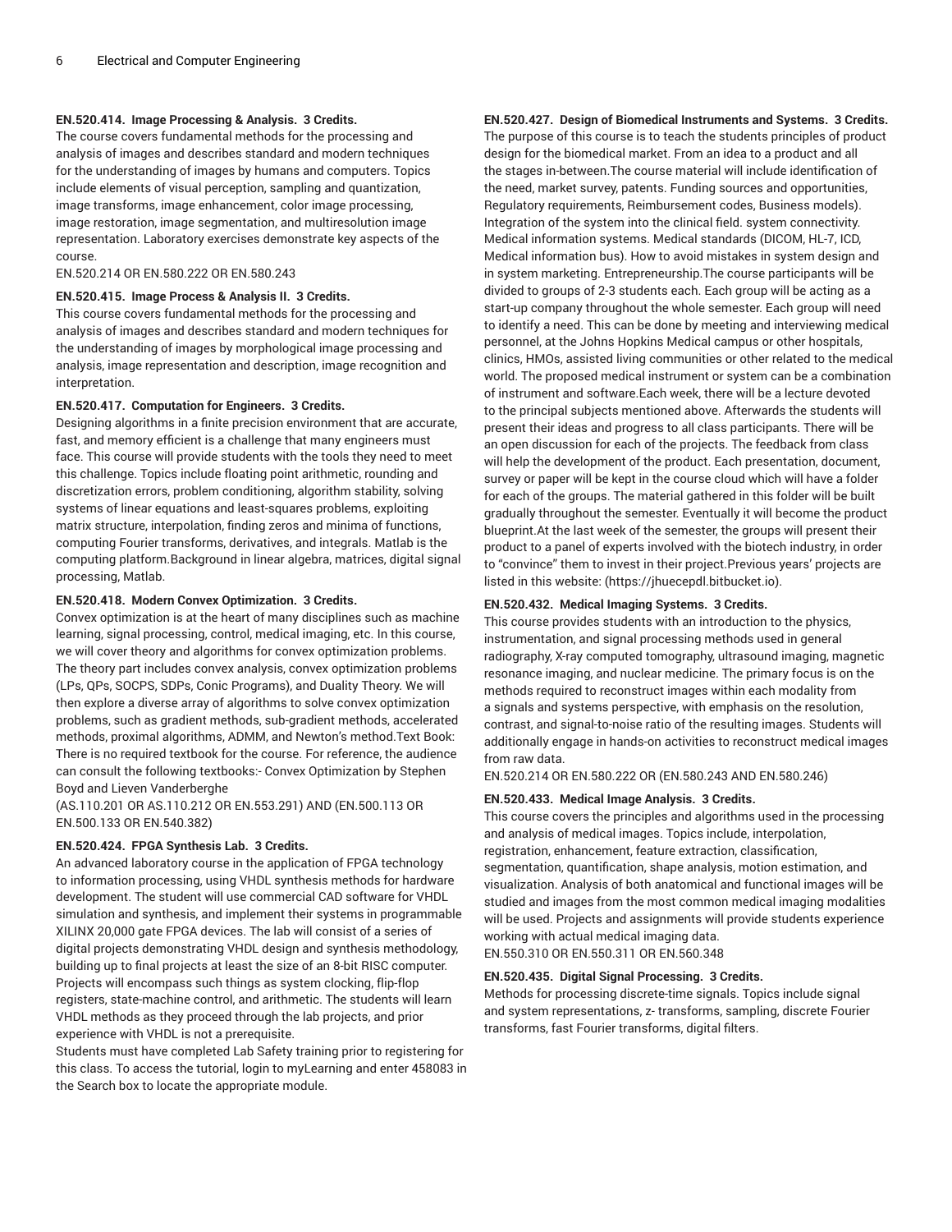#### EN.520.414. Image Processing & Analysis. 3 Credits.

The course covers fundamental methods for the processing and analysis of images and describes standard and modern techniques for the understanding of images by humans and computers. Topics include elements of visual perception, sampling and quantization, image transforms, image enhancement, color image processing, image restoration, image segmentation, and multiresolution image representation. Laboratory exercises demonstrate key aspects of the course.

EN.520.214 OR EN.580.222 OR EN.580.243

#### EN.520.415. Image Process & Analysis II. 3 Credits.

This course covers fundamental methods for the processing and analysis of images and describes standard and modern techniques for the understanding of images by morphological image processing and analysis, image representation and description, image recognition and interpretation.

#### EN.520.417. Computation for Engineers. 3 Credits.

Designing algorithms in a finite precision environment that are accurate, fast, and memory efficient is a challenge that many engineers must face. This course will provide students with the tools they need to meet this challenge. Topics include floating point arithmetic, rounding and discretization errors, problem conditioning, algorithm stability, solving systems of linear equations and least-squares problems, exploiting matrix structure, interpolation, finding zeros and minima of functions, computing Fourier transforms, derivatives, and integrals. Matlab is the computing platform.Background in linear algebra, matrices, digital signal processing, Matlab.

#### EN.520.418. Modern Convex Optimization. 3 Credits.

Convex optimization is at the heart of many disciplines such as machine learning, signal processing, control, medical imaging, etc. In this course, we will cover theory and algorithms for convex optimization problems. The theory part includes convex analysis, convex optimization problems (LPs, QPs, SOCPS, SDPs, Conic Programs), and Duality Theory. We will then explore a diverse array of algorithms to solve convex optimization problems, such as gradient methods, sub-gradient methods, accelerated methods, proximal algorithms, ADMM, and Newton's method.Text Book: There is no required textbook for the course. For reference, the audience can consult the following textbooks:- Convex Optimization by Stephen Boyd and Lieven Vanderberghe

(AS.110.201 OR AS.110.212 OR EN.553.291) AND (EN.500.113 OR EN.500.133 OR EN.540.382)

#### EN.520.424. FPGA Synthesis Lab. 3 Credits.

An advanced laboratory course in the application of FPGA technology to information processing, using VHDL synthesis methods for hardware development. The student will use commercial CAD software for VHDL simulation and synthesis, and implement their systems in programmable XILINX 20,000 gate FPGA devices. The lab will consist of a series of digital projects demonstrating VHDL design and synthesis methodology, building up to final projects at least the size of an 8-bit RISC computer. Projects will encompass such things as system clocking, flip-flop registers, state-machine control, and arithmetic. The students will learn VHDL methods as they proceed through the lab projects, and prior experience with VHDL is not a prerequisite.

Students must have completed Lab Safety training prior to registering for this class. To access the tutorial, login to myLearning and enter 458083 in the Search box to locate the appropriate module.

#### EN.520.427. Design of Biomedical Instruments and Systems. 3 Credits.

The purpose of this course is to teach the students principles of product design for the biomedical market. From an idea to a product and all the stages in-between.The course material will include identification of the need, market survey, patents. Funding sources and opportunities, Regulatory requirements, Reimbursement codes, Business models). Integration of the system into the clinical field. system connectivity. Medical information systems. Medical standards (DICOM, HL-7, ICD, Medical information bus). How to avoid mistakes in system design and in system marketing. Entrepreneurship.The course participants will be divided to groups of 2-3 students each. Each group will be acting as a start-up company throughout the whole semester. Each group will need to identify a need. This can be done by meeting and interviewing medical personnel, at the Johns Hopkins Medical campus or other hospitals, clinics, HMOs, assisted living communities or other related to the medical world. The proposed medical instrument or system can be a combination of instrument and software.Each week, there will be a lecture devoted to the principal subjects mentioned above. Afterwards the students will present their ideas and progress to all class participants. There will be an open discussion for each of the projects. The feedback from class will help the development of the product. Each presentation, document, survey or paper will be kept in the course cloud which will have a folder for each of the groups. The material gathered in this folder will be built gradually throughout the semester. Eventually it will become the product blueprint.At the last week of the semester, the groups will present their product to a panel of experts involved with the biotech industry, in order to "convince" them to invest in their project.Previous years' projects are listed in this website: (https://jhuecepdl.bitbucket.io).

#### EN.520.432. Medical Imaging Systems. 3 Credits.

This course provides students with an introduction to the physics, instrumentation, and signal processing methods used in general radiography, X-ray computed tomography, ultrasound imaging, magnetic resonance imaging, and nuclear medicine. The primary focus is on the methods required to reconstruct images within each modality from a signals and systems perspective, with emphasis on the resolution, contrast, and signal-to-noise ratio of the resulting images. Students will additionally engage in hands-on activities to reconstruct medical images from raw data.

EN.520.214 OR EN.580.222 OR (EN.580.243 AND EN.580.246)

#### EN.520.433. Medical Image Analysis. 3 Credits.

This course covers the principles and algorithms used in the processing and analysis of medical images. Topics include, interpolation, registration, enhancement, feature extraction, classification, segmentation, quantification, shape analysis, motion estimation, and visualization. Analysis of both anatomical and functional images will be studied and images from the most common medical imaging modalities will be used. Projects and assignments will provide students experience working with actual medical imaging data.

EN.550.310 OR EN.550.311 OR EN.560.348

#### EN.520.435. Digital Signal Processing. 3 Credits.

Methods for processing discrete-time signals. Topics include signal and system representations, z- transforms, sampling, discrete Fourier transforms, fast Fourier transforms, digital filters.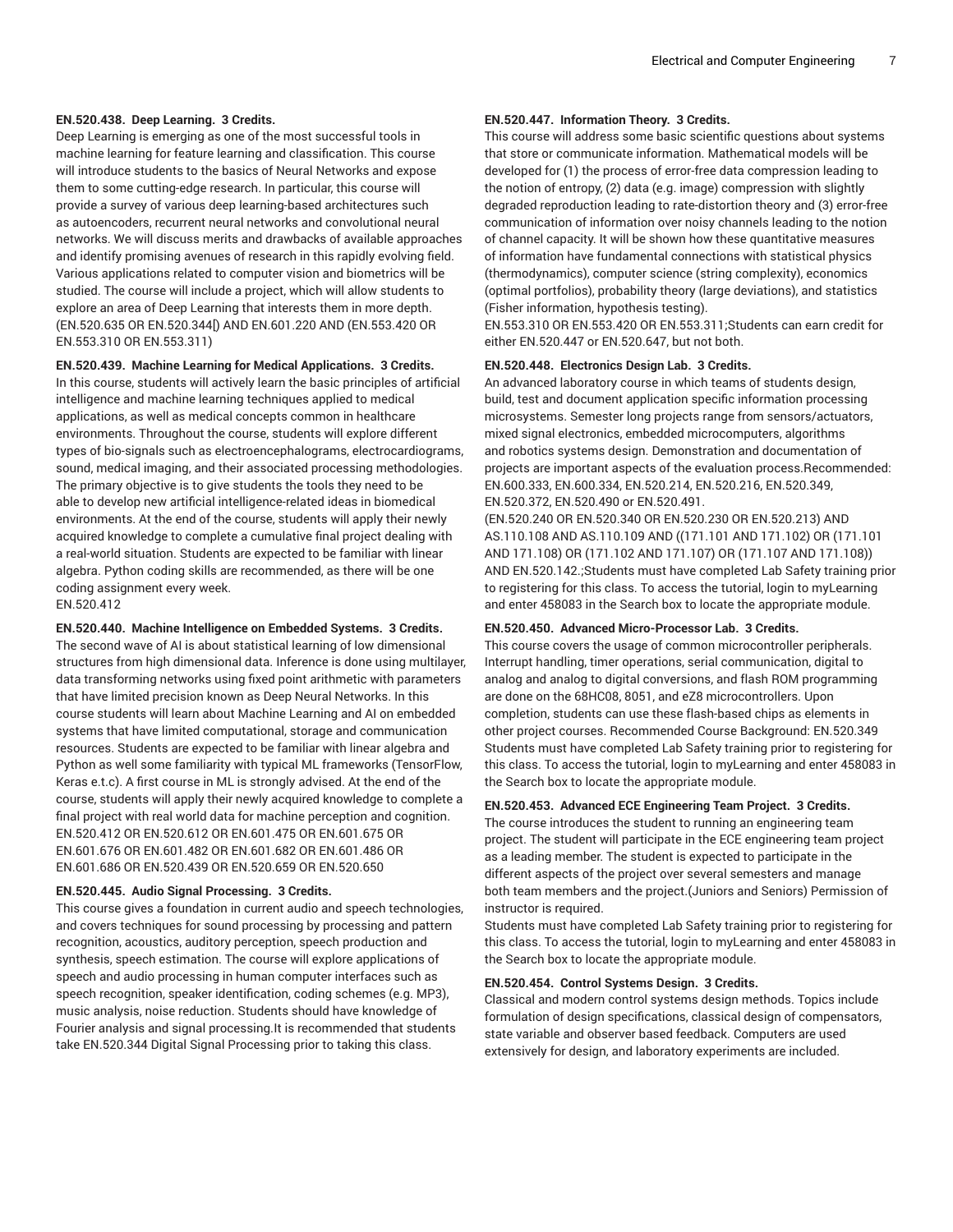**EN.520.438. Deep Learning. 3 Credits.**

Deep Learning is emerging as one of the most successful tools in machine learning for feature learning and classification. This course will introduce students to the basics of Neural Networks and expose them to some cutting-edge research. In particular, this course will provide a survey of various deep learning-based architectures such as autoencoders, recurrent neural networks and convolutional neural networks. We will discuss merits and drawbacks of available approaches and identify promising avenues of research in this rapidly evolving field. Various applications related to computer vision and biometrics will be studied. The course will include a project, which will allow students to explore an area of Deep Learning that interests them in more depth.
(EN.520.635 OR EN.520.344[]) AND EN.601.220 AND (EN.553.420 OR EN.553.310 OR EN.553.311)

**EN.520.439. Machine Learning for Medical Applications. 3 Credits.**

In this course, students will actively learn the basic principles of artificial intelligence and machine learning techniques applied to medical applications, as well as medical concepts common in healthcare environments. Throughout the course, students will explore different types of bio-signals such as electroencephalograms, electrocardiograms, sound, medical imaging, and their associated processing methodologies. The primary objective is to give students the tools they need to be able to develop new artificial intelligence-related ideas in biomedical environments. At the end of the course, students will apply their newly acquired knowledge to complete a cumulative final project dealing with a real-world situation. Students are expected to be familiar with linear algebra. Python coding skills are recommended, as there will be one coding assignment every week.
EN.520.412

**EN.520.440. Machine Intelligence on Embedded Systems. 3 Credits.**

The second wave of AI is about statistical learning of low dimensional structures from high dimensional data. Inference is done using multilayer, data transforming networks using fixed point arithmetic with parameters that have limited precision known as Deep Neural Networks. In this course students will learn about Machine Learning and AI on embedded systems that have limited computational, storage and communication resources. Students are expected to be familiar with linear algebra and Python as well some familiarity with typical ML frameworks (TensorFlow, Keras e.t.c). A first course in ML is strongly advised. At the end of the course, students will apply their newly acquired knowledge to complete a final project with real world data for machine perception and cognition.
EN.520.412 OR EN.520.612 OR EN.601.475 OR EN.601.675 OR EN.601.676 OR EN.601.482 OR EN.601.682 OR EN.601.486 OR EN.601.686 OR EN.520.439 OR EN.520.659 OR EN.520.650

**EN.520.445. Audio Signal Processing. 3 Credits.**

This course gives a foundation in current audio and speech technologies, and covers techniques for sound processing by processing and pattern recognition, acoustics, auditory perception, speech production and synthesis, speech estimation. The course will explore applications of speech and audio processing in human computer interfaces such as speech recognition, speaker identification, coding schemes (e.g. MP3), music analysis, noise reduction. Students should have knowledge of Fourier analysis and signal processing.It is recommended that students take EN.520.344 Digital Signal Processing prior to taking this class.

**EN.520.447. Information Theory. 3 Credits.**

This course will address some basic scientific questions about systems that store or communicate information. Mathematical models will be developed for (1) the process of error-free data compression leading to the notion of entropy, (2) data (e.g. image) compression with slightly degraded reproduction leading to rate-distortion theory and (3) error-free communication of information over noisy channels leading to the notion of channel capacity. It will be shown how these quantitative measures of information have fundamental connections with statistical physics (thermodynamics), computer science (string complexity), economics (optimal portfolios), probability theory (large deviations), and statistics (Fisher information, hypothesis testing).
EN.553.310 OR EN.553.420 OR EN.553.311;Students can earn credit for either EN.520.447 or EN.520.647, but not both.

**EN.520.448. Electronics Design Lab. 3 Credits.**

An advanced laboratory course in which teams of students design, build, test and document application specific information processing microsystems. Semester long projects range from sensors/actuators, mixed signal electronics, embedded microcomputers, algorithms and robotics systems design. Demonstration and documentation of projects are important aspects of the evaluation process.Recommended: EN.600.333, EN.600.334, EN.520.214, EN.520.216, EN.520.349, EN.520.372, EN.520.490 or EN.520.491.
(EN.520.240 OR EN.520.340 OR EN.520.230 OR EN.520.213) AND AS.110.108 AND AS.110.109 AND ((171.101 AND 171.102) OR (171.101 AND 171.108) OR (171.102 AND 171.107) OR (171.107 AND 171.108)) AND EN.520.142.;Students must have completed Lab Safety training prior to registering for this class. To access the tutorial, login to myLearning and enter 458083 in the Search box to locate the appropriate module.

**EN.520.450. Advanced Micro-Processor Lab. 3 Credits.**

This course covers the usage of common microcontroller peripherals. Interrupt handling, timer operations, serial communication, digital to analog and analog to digital conversions, and flash ROM programming are done on the 68HC08, 8051, and eZ8 microcontrollers. Upon completion, students can use these flash-based chips as elements in other project courses. Recommended Course Background: EN.520.349
Students must have completed Lab Safety training prior to registering for this class. To access the tutorial, login to myLearning and enter 458083 in the Search box to locate the appropriate module.

**EN.520.453. Advanced ECE Engineering Team Project. 3 Credits.**

The course introduces the student to running an engineering team project. The student will participate in the ECE engineering team project as a leading member. The student is expected to participate in the different aspects of the project over several semesters and manage both team members and the project.(Juniors and Seniors) Permission of instructor is required.
Students must have completed Lab Safety training prior to registering for this class. To access the tutorial, login to myLearning and enter 458083 in the Search box to locate the appropriate module.

**EN.520.454. Control Systems Design. 3 Credits.**

Classical and modern control systems design methods. Topics include formulation of design specifications, classical design of compensators, state variable and observer based feedback. Computers are used extensively for design, and laboratory experiments are included.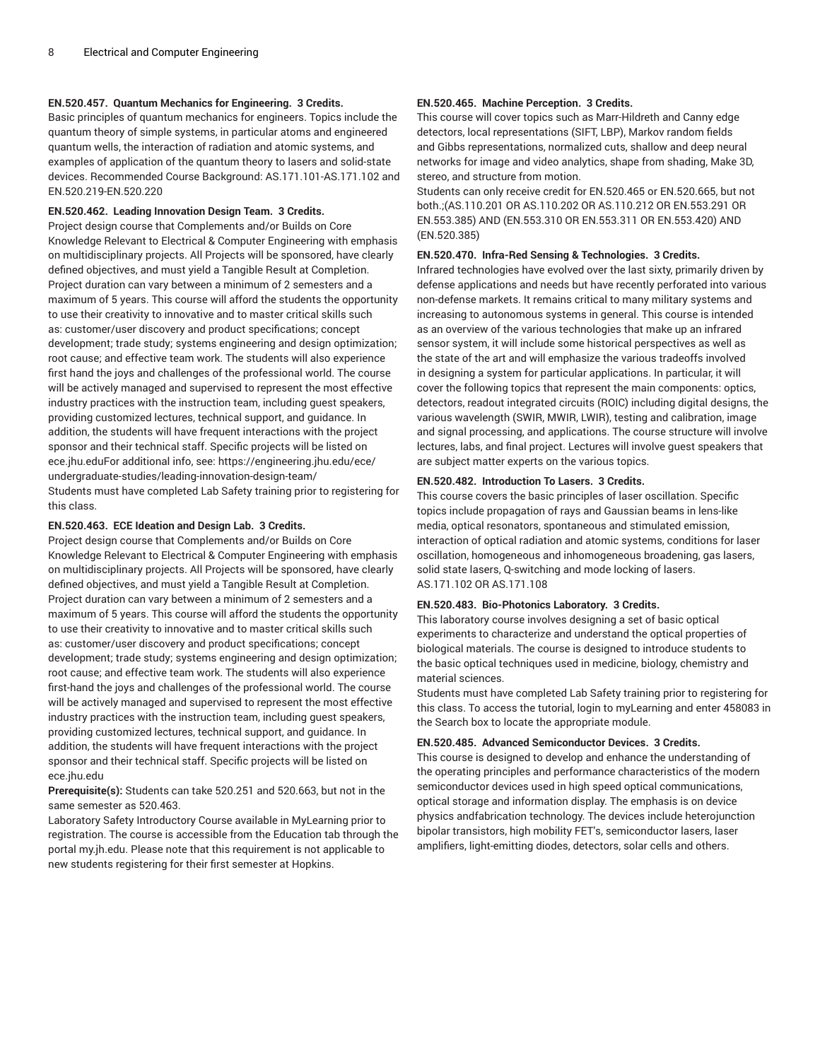**EN.520.457. Quantum Mechanics for Engineering. 3 Credits.**

Basic principles of quantum mechanics for engineers. Topics include the quantum theory of simple systems, in particular atoms and engineered quantum wells, the interaction of radiation and atomic systems, and examples of application of the quantum theory to lasers and solid-state devices. Recommended Course Background: AS.171.101-AS.171.102 and EN.520.219-EN.520.220

**EN.520.462. Leading Innovation Design Team. 3 Credits.**

Project design course that Complements and/or Builds on Core Knowledge Relevant to Electrical & Computer Engineering with emphasis on multidisciplinary projects. All Projects will be sponsored, have clearly defined objectives, and must yield a Tangible Result at Completion. Project duration can vary between a minimum of 2 semesters and a maximum of 5 years. This course will afford the students the opportunity to use their creativity to innovative and to master critical skills such as: customer/user discovery and product specifications; concept development; trade study; systems engineering and design optimization; root cause; and effective team work. The students will also experience first hand the joys and challenges of the professional world. The course will be actively managed and supervised to represent the most effective industry practices with the instruction team, including guest speakers, providing customized lectures, technical support, and guidance. In addition, the students will have frequent interactions with the project sponsor and their technical staff. Specific projects will be listed on ece.jhu.eduFor additional info, see: https://engineering.jhu.edu/ece/undergraduate-studies/leading-innovation-design-team/

Students must have completed Lab Safety training prior to registering for this class.

**EN.520.463. ECE Ideation and Design Lab. 3 Credits.**

Project design course that Complements and/or Builds on Core Knowledge Relevant to Electrical & Computer Engineering with emphasis on multidisciplinary projects. All Projects will be sponsored, have clearly defined objectives, and must yield a Tangible Result at Completion. Project duration can vary between a minimum of 2 semesters and a maximum of 5 years. This course will afford the students the opportunity to use their creativity to innovative and to master critical skills such as: customer/user discovery and product specifications; concept development; trade study; systems engineering and design optimization; root cause; and effective team work. The students will also experience first-hand the joys and challenges of the professional world. The course will be actively managed and supervised to represent the most effective industry practices with the instruction team, including guest speakers, providing customized lectures, technical support, and guidance. In addition, the students will have frequent interactions with the project sponsor and their technical staff. Specific projects will be listed on ece.jhu.edu

**Prerequisite(s):** Students can take 520.251 and 520.663, but not in the same semester as 520.463.

Laboratory Safety Introductory Course available in MyLearning prior to registration. The course is accessible from the Education tab through the portal my.jh.edu. Please note that this requirement is not applicable to new students registering for their first semester at Hopkins.

**EN.520.465. Machine Perception. 3 Credits.**

This course will cover topics such as Marr-Hildreth and Canny edge detectors, local representations (SIFT, LBP), Markov random fields and Gibbs representations, normalized cuts, shallow and deep neural networks for image and video analytics, shape from shading, Make 3D, stereo, and structure from motion.

Students can only receive credit for EN.520.465 or EN.520.665, but not both.;(AS.110.201 OR AS.110.202 OR AS.110.212 OR EN.553.291 OR EN.553.385) AND (EN.553.310 OR EN.553.311 OR EN.553.420) AND (EN.520.385)

**EN.520.470. Infra-Red Sensing & Technologies. 3 Credits.**

Infrared technologies have evolved over the last sixty, primarily driven by defense applications and needs but have recently perforated into various non-defense markets. It remains critical to many military systems and increasing to autonomous systems in general. This course is intended as an overview of the various technologies that make up an infrared sensor system, it will include some historical perspectives as well as the state of the art and will emphasize the various tradeoffs involved in designing a system for particular applications. In particular, it will cover the following topics that represent the main components: optics, detectors, readout integrated circuits (ROIC) including digital designs, the various wavelength (SWIR, MWIR, LWIR), testing and calibration, image and signal processing, and applications. The course structure will involve lectures, labs, and final project. Lectures will involve guest speakers that are subject matter experts on the various topics.

**EN.520.482. Introduction To Lasers. 3 Credits.**

This course covers the basic principles of laser oscillation. Specific topics include propagation of rays and Gaussian beams in lens-like media, optical resonators, spontaneous and stimulated emission, interaction of optical radiation and atomic systems, conditions for laser oscillation, homogeneous and inhomogeneous broadening, gas lasers, solid state lasers, Q-switching and mode locking of lasers.
AS.171.102 OR AS.171.108

**EN.520.483. Bio-Photonics Laboratory. 3 Credits.**

This laboratory course involves designing a set of basic optical experiments to characterize and understand the optical properties of biological materials. The course is designed to introduce students to the basic optical techniques used in medicine, biology, chemistry and material sciences.

Students must have completed Lab Safety training prior to registering for this class. To access the tutorial, login to myLearning and enter 458083 in the Search box to locate the appropriate module.

**EN.520.485. Advanced Semiconductor Devices. 3 Credits.**

This course is designed to develop and enhance the understanding of the operating principles and performance characteristics of the modern semiconductor devices used in high speed optical communications, optical storage and information display. The emphasis is on device physics andfabrication technology. The devices include heterojunction bipolar transistors, high mobility FET's, semiconductor lasers, laser amplifiers, light-emitting diodes, detectors, solar cells and others.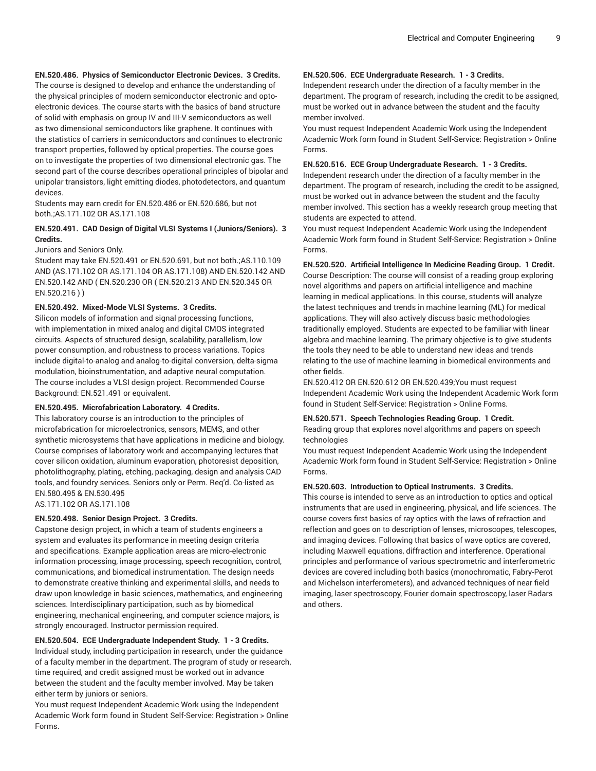**EN.520.486. Physics of Semiconductor Electronic Devices. 3 Credits.**

The course is designed to develop and enhance the understanding of the physical principles of modern semiconductor electronic and opto-electronic devices. The course starts with the basics of band structure of solid with emphasis on group IV and III-V semiconductors as well as two dimensional semiconductors like graphene. It continues with the statistics of carriers in semiconductors and continues to electronic transport properties, followed by optical properties. The course goes on to investigate the properties of two dimensional electronic gas. The second part of the course describes operational principles of bipolar and unipolar transistors, light emitting diodes, photodetectors, and quantum devices.

Students may earn credit for EN.520.486 or EN.520.686, but not both.;AS.171.102 OR AS.171.108

**EN.520.491. CAD Design of Digital VLSI Systems I (Juniors/Seniors). 3 Credits.**

Juniors and Seniors Only.

Student may take EN.520.491 or EN.520.691, but not both.;AS.110.109 AND (AS.171.102 OR AS.171.104 OR AS.171.108) AND EN.520.142 AND EN.520.142 AND ( EN.520.230 OR ( EN.520.213 AND EN.520.345 OR EN.520.216 ) )

**EN.520.492. Mixed-Mode VLSI Systems. 3 Credits.**

Silicon models of information and signal processing functions, with implementation in mixed analog and digital CMOS integrated circuits. Aspects of structured design, scalability, parallelism, low power consumption, and robustness to process variations. Topics include digital-to-analog and analog-to-digital conversion, delta-sigma modulation, bioinstrumentation, and adaptive neural computation. The course includes a VLSI design project. Recommended Course Background: EN.521.491 or equivalent.

**EN.520.495. Microfabrication Laboratory. 4 Credits.**

This laboratory course is an introduction to the principles of microfabrication for microelectronics, sensors, MEMS, and other synthetic microsystems that have applications in medicine and biology. Course comprises of laboratory work and accompanying lectures that cover silicon oxidation, aluminum evaporation, photoresist deposition, photolithography, plating, etching, packaging, design and analysis CAD tools, and foundry services. Seniors only or Perm. Req'd. Co-listed as EN.580.495 & EN.530.495

AS.171.102 OR AS.171.108

**EN.520.498. Senior Design Project. 3 Credits.**

Capstone design project, in which a team of students engineers a system and evaluates its performance in meeting design criteria and specifications. Example application areas are micro-electronic information processing, image processing, speech recognition, control, communications, and biomedical instrumentation. The design needs to demonstrate creative thinking and experimental skills, and needs to draw upon knowledge in basic sciences, mathematics, and engineering sciences. Interdisciplinary participation, such as by biomedical engineering, mechanical engineering, and computer science majors, is strongly encouraged. Instructor permission required.

**EN.520.504. ECE Undergraduate Independent Study. 1 - 3 Credits.**

Individual study, including participation in research, under the guidance of a faculty member in the department. The program of study or research, time required, and credit assigned must be worked out in advance between the student and the faculty member involved. May be taken either term by juniors or seniors.

You must request Independent Academic Work using the Independent Academic Work form found in Student Self-Service: Registration > Online Forms.

**EN.520.506. ECE Undergraduate Research. 1 - 3 Credits.**

Independent research under the direction of a faculty member in the department. The program of research, including the credit to be assigned, must be worked out in advance between the student and the faculty member involved.

You must request Independent Academic Work using the Independent Academic Work form found in Student Self-Service: Registration > Online Forms.

**EN.520.516. ECE Group Undergraduate Research. 1 - 3 Credits.**

Independent research under the direction of a faculty member in the department. The program of research, including the credit to be assigned, must be worked out in advance between the student and the faculty member involved. This section has a weekly research group meeting that students are expected to attend.

You must request Independent Academic Work using the Independent Academic Work form found in Student Self-Service: Registration > Online Forms.

**EN.520.520. Artificial Intelligence In Medicine Reading Group. 1 Credit.**

Course Description: The course will consist of a reading group exploring novel algorithms and papers on artificial intelligence and machine learning in medical applications. In this course, students will analyze the latest techniques and trends in machine learning (ML) for medical applications. They will also actively discuss basic methodologies traditionally employed. Students are expected to be familiar with linear algebra and machine learning. The primary objective is to give students the tools they need to be able to understand new ideas and trends relating to the use of machine learning in biomedical environments and other fields.

EN.520.412 OR EN.520.612 OR EN.520.439;You must request Independent Academic Work using the Independent Academic Work form found in Student Self-Service: Registration > Online Forms.

**EN.520.571. Speech Technologies Reading Group. 1 Credit.**

Reading group that explores novel algorithms and papers on speech technologies

You must request Independent Academic Work using the Independent Academic Work form found in Student Self-Service: Registration > Online Forms.

**EN.520.603. Introduction to Optical Instruments. 3 Credits.**

This course is intended to serve as an introduction to optics and optical instruments that are used in engineering, physical, and life sciences. The course covers first basics of ray optics with the laws of refraction and reflection and goes on to description of lenses, microscopes, telescopes, and imaging devices. Following that basics of wave optics are covered, including Maxwell equations, diffraction and interference. Operational principles and performance of various spectrometric and interferometric devices are covered including both basics (monochromatic, Fabry-Perot and Michelson interferometers), and advanced techniques of near field imaging, laser spectroscopy, Fourier domain spectroscopy, laser Radars and others.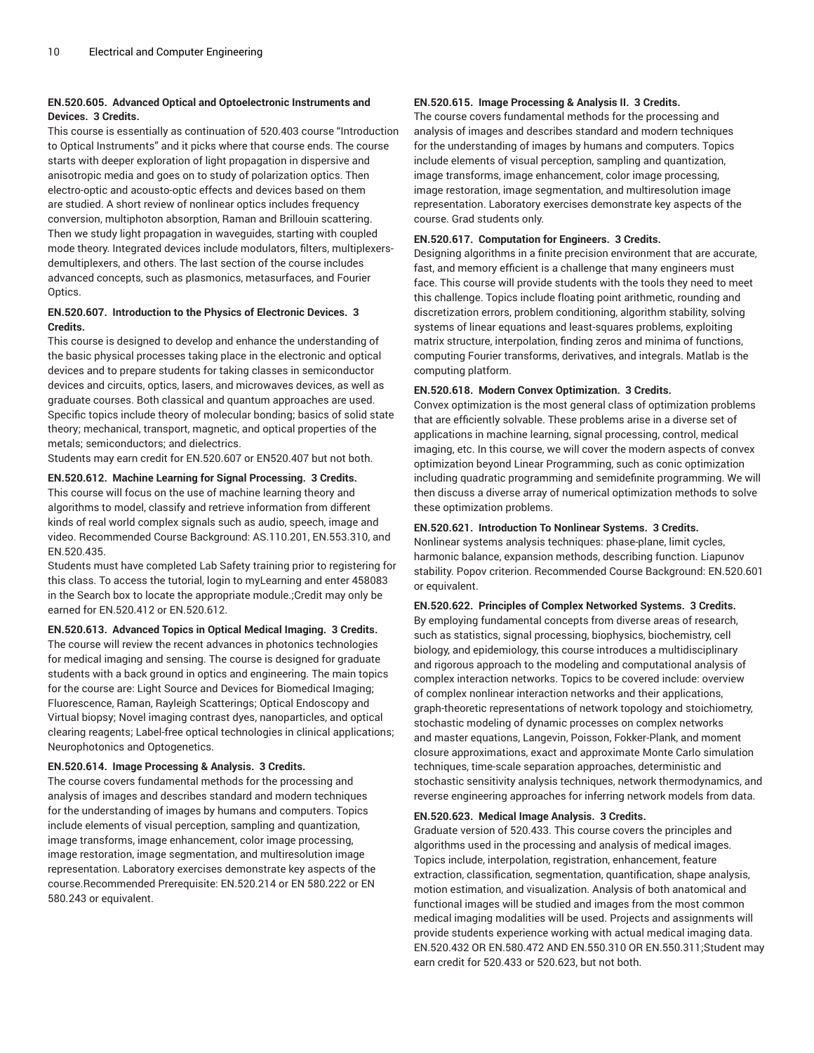**EN.520.605. Advanced Optical and Optoelectronic Instruments and Devices. 3 Credits.**

This course is essentially as continuation of 520.403 course "Introduction to Optical Instruments" and it picks where that course ends. The course starts with deeper exploration of light propagation in dispersive and anisotropic media and goes on to study of polarization optics. Then electro-optic and acousto-optic effects and devices based on them are studied. A short review of nonlinear optics includes frequency conversion, multiphoton absorption, Raman and Brillouin scattering. Then we study light propagation in waveguides, starting with coupled mode theory. Integrated devices include modulators, filters, multiplexers-demultiplexers, and others. The last section of the course includes advanced concepts, such as plasmonics, metasurfaces, and Fourier Optics.

**EN.520.607. Introduction to the Physics of Electronic Devices. 3 Credits.**

This course is designed to develop and enhance the understanding of the basic physical processes taking place in the electronic and optical devices and to prepare students for taking classes in semiconductor devices and circuits, optics, lasers, and microwaves devices, as well as graduate courses. Both classical and quantum approaches are used. Specific topics include theory of molecular bonding; basics of solid state theory; mechanical, transport, magnetic, and optical properties of the metals; semiconductors; and dielectrics.

Students may earn credit for EN.520.607 or EN520.407 but not both.

**EN.520.612. Machine Learning for Signal Processing. 3 Credits.**

This course will focus on the use of machine learning theory and algorithms to model, classify and retrieve information from different kinds of real world complex signals such as audio, speech, image and video. Recommended Course Background: AS.110.201, EN.553.310, and EN.520.435.

Students must have completed Lab Safety training prior to registering for this class. To access the tutorial, login to myLearning and enter 458083 in the Search box to locate the appropriate module.;Credit may only be earned for EN.520.412 or EN.520.612.

**EN.520.613. Advanced Topics in Optical Medical Imaging. 3 Credits.**

The course will review the recent advances in photonics technologies for medical imaging and sensing. The course is designed for graduate students with a back ground in optics and engineering. The main topics for the course are: Light Source and Devices for Biomedical Imaging; Fluorescence, Raman, Rayleigh Scatterings; Optical Endoscopy and Virtual biopsy; Novel imaging contrast dyes, nanoparticles, and optical clearing reagents; Label-free optical technologies in clinical applications; Neurophotonics and Optogenetics.

**EN.520.614. Image Processing & Analysis. 3 Credits.**

The course covers fundamental methods for the processing and analysis of images and describes standard and modern techniques for the understanding of images by humans and computers. Topics include elements of visual perception, sampling and quantization, image transforms, image enhancement, color image processing, image restoration, image segmentation, and multiresolution image representation. Laboratory exercises demonstrate key aspects of the course.Recommended Prerequisite: EN.520.214 or EN 580.222 or EN 580.243 or equivalent.

**EN.520.615. Image Processing & Analysis II. 3 Credits.**

The course covers fundamental methods for the processing and analysis of images and describes standard and modern techniques for the understanding of images by humans and computers. Topics include elements of visual perception, sampling and quantization, image transforms, image enhancement, color image processing, image restoration, image segmentation, and multiresolution image representation. Laboratory exercises demonstrate key aspects of the course. Grad students only.

**EN.520.617. Computation for Engineers. 3 Credits.**

Designing algorithms in a finite precision environment that are accurate, fast, and memory efficient is a challenge that many engineers must face. This course will provide students with the tools they need to meet this challenge. Topics include floating point arithmetic, rounding and discretization errors, problem conditioning, algorithm stability, solving systems of linear equations and least-squares problems, exploiting matrix structure, interpolation, finding zeros and minima of functions, computing Fourier transforms, derivatives, and integrals. Matlab is the computing platform.

**EN.520.618. Modern Convex Optimization. 3 Credits.**

Convex optimization is the most general class of optimization problems that are efficiently solvable. These problems arise in a diverse set of applications in machine learning, signal processing, control, medical imaging, etc. In this course, we will cover the modern aspects of convex optimization beyond Linear Programming, such as conic optimization including quadratic programming and semidefinite programming. We will then discuss a diverse array of numerical optimization methods to solve these optimization problems.

**EN.520.621. Introduction To Nonlinear Systems. 3 Credits.**

Nonlinear systems analysis techniques: phase-plane, limit cycles, harmonic balance, expansion methods, describing function. Liapunov stability. Popov criterion. Recommended Course Background: EN.520.601 or equivalent.

**EN.520.622. Principles of Complex Networked Systems. 3 Credits.**

By employing fundamental concepts from diverse areas of research, such as statistics, signal processing, biophysics, biochemistry, cell biology, and epidemiology, this course introduces a multidisciplinary and rigorous approach to the modeling and computational analysis of complex interaction networks. Topics to be covered include: overview of complex nonlinear interaction networks and their applications, graph-theoretic representations of network topology and stoichiometry, stochastic modeling of dynamic processes on complex networks and master equations, Langevin, Poisson, Fokker-Plank, and moment closure approximations, exact and approximate Monte Carlo simulation techniques, time-scale separation approaches, deterministic and stochastic sensitivity analysis techniques, network thermodynamics, and reverse engineering approaches for inferring network models from data.

**EN.520.623. Medical Image Analysis. 3 Credits.**

Graduate version of 520.433. This course covers the principles and algorithms used in the processing and analysis of medical images. Topics include, interpolation, registration, enhancement, feature extraction, classification, segmentation, quantification, shape analysis, motion estimation, and visualization. Analysis of both anatomical and functional images will be studied and images from the most common medical imaging modalities will be used. Projects and assignments will provide students experience working with actual medical imaging data. EN.520.432 OR EN.580.472 AND EN.550.310 OR EN.550.311;Student may earn credit for 520.433 or 520.623, but not both.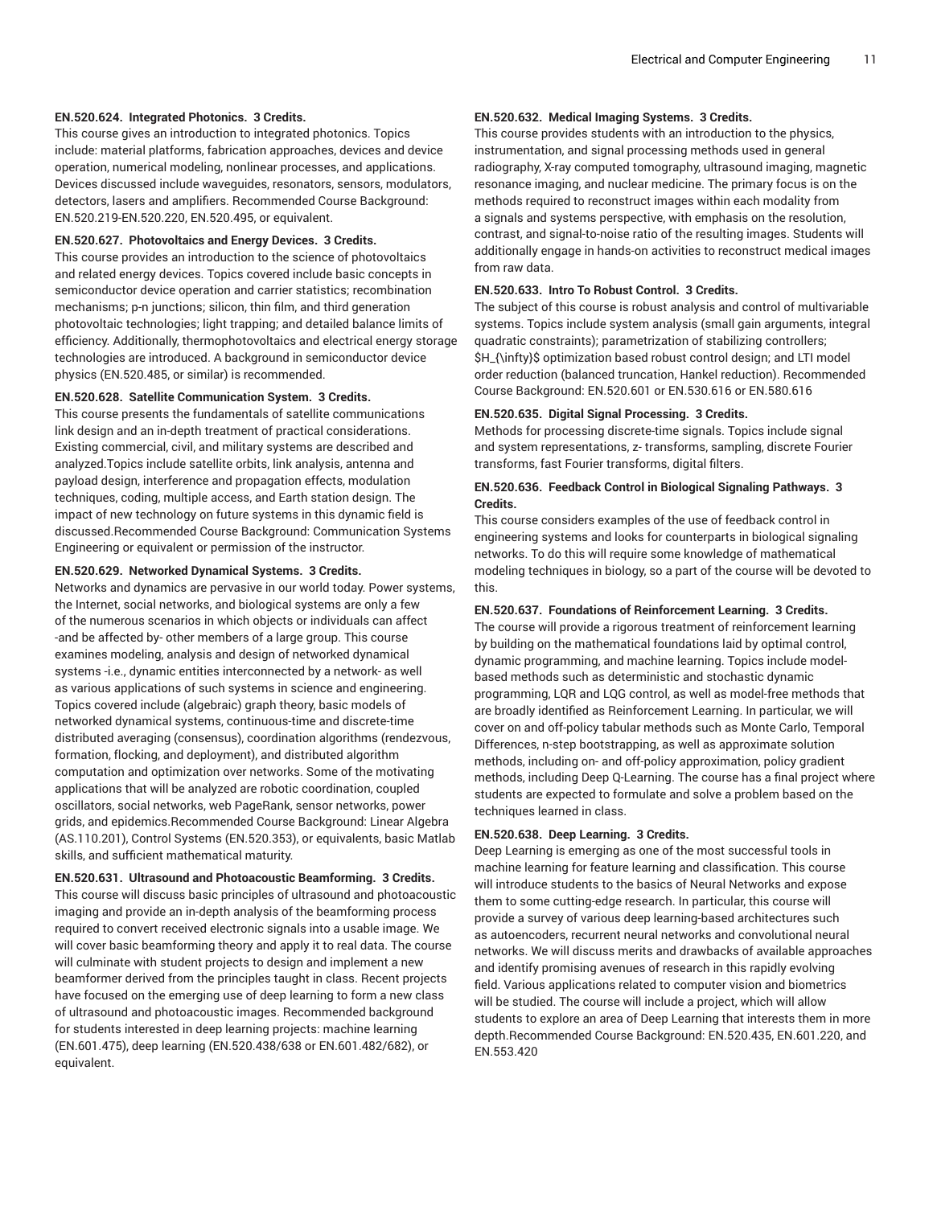**EN.520.624. Integrated Photonics. 3 Credits.**

This course gives an introduction to integrated photonics. Topics include: material platforms, fabrication approaches, devices and device operation, numerical modeling, nonlinear processes, and applications. Devices discussed include waveguides, resonators, sensors, modulators, detectors, lasers and amplifiers. Recommended Course Background: EN.520.219-EN.520.220, EN.520.495, or equivalent.

**EN.520.627. Photovoltaics and Energy Devices. 3 Credits.**

This course provides an introduction to the science of photovoltaics and related energy devices. Topics covered include basic concepts in semiconductor device operation and carrier statistics; recombination mechanisms; p-n junctions; silicon, thin film, and third generation photovoltaic technologies; light trapping; and detailed balance limits of efficiency. Additionally, thermophotovoltaics and electrical energy storage technologies are introduced. A background in semiconductor device physics (EN.520.485, or similar) is recommended.

**EN.520.628. Satellite Communication System. 3 Credits.**

This course presents the fundamentals of satellite communications link design and an in-depth treatment of practical considerations. Existing commercial, civil, and military systems are described and analyzed.Topics include satellite orbits, link analysis, antenna and payload design, interference and propagation effects, modulation techniques, coding, multiple access, and Earth station design. The impact of new technology on future systems in this dynamic field is discussed.Recommended Course Background: Communication Systems Engineering or equivalent or permission of the instructor.

**EN.520.629. Networked Dynamical Systems. 3 Credits.**

Networks and dynamics are pervasive in our world today. Power systems, the Internet, social networks, and biological systems are only a few of the numerous scenarios in which objects or individuals can affect -and be affected by- other members of a large group. This course examines modeling, analysis and design of networked dynamical systems -i.e., dynamic entities interconnected by a network- as well as various applications of such systems in science and engineering. Topics covered include (algebraic) graph theory, basic models of networked dynamical systems, continuous-time and discrete-time distributed averaging (consensus), coordination algorithms (rendezvous, formation, flocking, and deployment), and distributed algorithm computation and optimization over networks. Some of the motivating applications that will be analyzed are robotic coordination, coupled oscillators, social networks, web PageRank, sensor networks, power grids, and epidemics.Recommended Course Background: Linear Algebra (AS.110.201), Control Systems (EN.520.353), or equivalents, basic Matlab skills, and sufficient mathematical maturity.

**EN.520.631. Ultrasound and Photoacoustic Beamforming. 3 Credits.**

This course will discuss basic principles of ultrasound and photoacoustic imaging and provide an in-depth analysis of the beamforming process required to convert received electronic signals into a usable image. We will cover basic beamforming theory and apply it to real data. The course will culminate with student projects to design and implement a new beamformer derived from the principles taught in class. Recent projects have focused on the emerging use of deep learning to form a new class of ultrasound and photoacoustic images. Recommended background for students interested in deep learning projects: machine learning (EN.601.475), deep learning (EN.520.438/638 or EN.601.482/682), or equivalent.

**EN.520.632. Medical Imaging Systems. 3 Credits.**

This course provides students with an introduction to the physics, instrumentation, and signal processing methods used in general radiography, X-ray computed tomography, ultrasound imaging, magnetic resonance imaging, and nuclear medicine. The primary focus is on the methods required to reconstruct images within each modality from a signals and systems perspective, with emphasis on the resolution, contrast, and signal-to-noise ratio of the resulting images. Students will additionally engage in hands-on activities to reconstruct medical images from raw data.

**EN.520.633. Intro To Robust Control. 3 Credits.**

The subject of this course is robust analysis and control of multivariable systems. Topics include system analysis (small gain arguments, integral quadratic constraints); parametrization of stabilizing controllers; $H_{\infty}$ optimization based robust control design; and LTI model order reduction (balanced truncation, Hankel reduction). Recommended Course Background: EN.520.601 or EN.530.616 or EN.580.616

**EN.520.635. Digital Signal Processing. 3 Credits.**

Methods for processing discrete-time signals. Topics include signal and system representations, z- transforms, sampling, discrete Fourier transforms, fast Fourier transforms, digital filters.

**EN.520.636. Feedback Control in Biological Signaling Pathways. 3 Credits.**

This course considers examples of the use of feedback control in engineering systems and looks for counterparts in biological signaling networks. To do this will require some knowledge of mathematical modeling techniques in biology, so a part of the course will be devoted to this.

**EN.520.637. Foundations of Reinforcement Learning. 3 Credits.**

The course will provide a rigorous treatment of reinforcement learning by building on the mathematical foundations laid by optimal control, dynamic programming, and machine learning. Topics include model-based methods such as deterministic and stochastic dynamic programming, LQR and LQG control, as well as model-free methods that are broadly identified as Reinforcement Learning. In particular, we will cover on and off-policy tabular methods such as Monte Carlo, Temporal Differences, n-step bootstrapping, as well as approximate solution methods, including on- and off-policy approximation, policy gradient methods, including Deep Q-Learning. The course has a final project where students are expected to formulate and solve a problem based on the techniques learned in class.

**EN.520.638. Deep Learning. 3 Credits.**

Deep Learning is emerging as one of the most successful tools in machine learning for feature learning and classification. This course will introduce students to the basics of Neural Networks and expose them to some cutting-edge research. In particular, this course will provide a survey of various deep learning-based architectures such as autoencoders, recurrent neural networks and convolutional neural networks. We will discuss merits and drawbacks of available approaches and identify promising avenues of research in this rapidly evolving field. Various applications related to computer vision and biometrics will be studied. The course will include a project, which will allow students to explore an area of Deep Learning that interests them in more depth.Recommended Course Background: EN.520.435, EN.601.220, and EN.553.420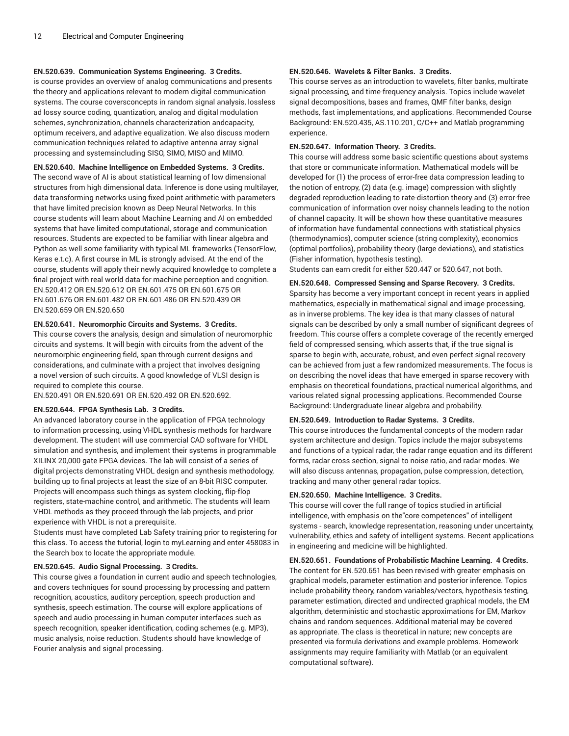**EN.520.639. Communication Systems Engineering. 3 Credits.**
is course provides an overview of analog communications and presents the theory and applications relevant to modern digital communication systems. The course coversconcepts in random signal analysis, lossless ad lossy source coding, quantization, analog and digital modulation schemes, synchronization, channels characterization andcapacity, optimum receivers, and adaptive equalization. We also discuss modern communication techniques related to adaptive antenna array signal processing and systemsincluding SISO, SIMO, MISO and MIMO.

**EN.520.640. Machine Intelligence on Embedded Systems. 3 Credits.**
The second wave of AI is about statistical learning of low dimensional structures from high dimensional data. Inference is done using multilayer, data transforming networks using fixed point arithmetic with parameters that have limited precision known as Deep Neural Networks. In this course students will learn about Machine Learning and AI on embedded systems that have limited computational, storage and communication resources. Students are expected to be familiar with linear algebra and Python as well some familiarity with typical ML frameworks (TensorFlow, Keras e.t.c). A first course in ML is strongly advised. At the end of the course, students will apply their newly acquired knowledge to complete a final project with real world data for machine perception and cognition.
EN.520.412 OR EN.520.612 OR EN.601.475 OR EN.601.675 OR EN.601.676 OR EN.601.482 OR EN.601.486 OR EN.520.439 OR EN.520.659 OR EN.520.650

**EN.520.641. Neuromorphic Circuits and Systems. 3 Credits.**
This course covers the analysis, design and simulation of neuromorphic circuits and systems. It will begin with circuits from the advent of the neuromorphic engineering field, span through current designs and considerations, and culminate with a project that involves designing a novel version of such circuits. A good knowledge of VLSI design is required to complete this course.
EN.520.491 OR EN.520.691 OR EN.520.492 OR EN.520.692.

**EN.520.644. FPGA Synthesis Lab. 3 Credits.**
An advanced laboratory course in the application of FPGA technology to information processing, using VHDL synthesis methods for hardware development. The student will use commercial CAD software for VHDL simulation and synthesis, and implement their systems in programmable XILINX 20,000 gate FPGA devices. The lab will consist of a series of digital projects demonstrating VHDL design and synthesis methodology, building up to final projects at least the size of an 8-bit RISC computer. Projects will encompass such things as system clocking, flip-flop registers, state-machine control, and arithmetic. The students will learn VHDL methods as they proceed through the lab projects, and prior experience with VHDL is not a prerequisite.
Students must have completed Lab Safety training prior to registering for this class. To access the tutorial, login to myLearning and enter 458083 in the Search box to locate the appropriate module.

**EN.520.645. Audio Signal Processing. 3 Credits.**
This course gives a foundation in current audio and speech technologies, and covers techniques for sound processing by processing and pattern recognition, acoustics, auditory perception, speech production and synthesis, speech estimation. The course will explore applications of speech and audio processing in human computer interfaces such as speech recognition, speaker identification, coding schemes (e.g. MP3), music analysis, noise reduction. Students should have knowledge of Fourier analysis and signal processing.

**EN.520.646. Wavelets & Filter Banks. 3 Credits.**
This course serves as an introduction to wavelets, filter banks, multirate signal processing, and time-frequency analysis. Topics include wavelet signal decompositions, bases and frames, QMF filter banks, design methods, fast implementations, and applications. Recommended Course Background: EN.520.435, AS.110.201, C/C++ and Matlab programming experience.

**EN.520.647. Information Theory. 3 Credits.**
This course will address some basic scientific questions about systems that store or communicate information. Mathematical models will be developed for (1) the process of error-free data compression leading to the notion of entropy, (2) data (e.g. image) compression with slightly degraded reproduction leading to rate-distortion theory and (3) error-free communication of information over noisy channels leading to the notion of channel capacity. It will be shown how these quantitative measures of information have fundamental connections with statistical physics (thermodynamics), computer science (string complexity), economics (optimal portfolios), probability theory (large deviations), and statistics (Fisher information, hypothesis testing).
Students can earn credit for either 520.447 or 520.647, not both.

**EN.520.648. Compressed Sensing and Sparse Recovery. 3 Credits.**
Sparsity has become a very important concept in recent years in applied mathematics, especially in mathematical signal and image processing, as in inverse problems. The key idea is that many classes of natural signals can be described by only a small number of significant degrees of freedom. This course offers a complete coverage of the recently emerged field of compressed sensing, which asserts that, if the true signal is sparse to begin with, accurate, robust, and even perfect signal recovery can be achieved from just a few randomized measurements. The focus is on describing the novel ideas that have emerged in sparse recovery with emphasis on theoretical foundations, practical numerical algorithms, and various related signal processing applications. Recommended Course Background: Undergraduate linear algebra and probability.

**EN.520.649. Introduction to Radar Systems. 3 Credits.**
This course introduces the fundamental concepts of the modern radar system architecture and design. Topics include the major subsystems and functions of a typical radar, the radar range equation and its different forms, radar cross section, signal to noise ratio, and radar modes. We will also discuss antennas, propagation, pulse compression, detection, tracking and many other general radar topics.

**EN.520.650. Machine Intelligence. 3 Credits.**
This course will cover the full range of topics studied in artificial intelligence, with emphasis on the"core competences" of intelligent systems - search, knowledge representation, reasoning under uncertainty, vulnerability, ethics and safety of intelligent systems. Recent applications in engineering and medicine will be highlighted.

**EN.520.651. Foundations of Probabilistic Machine Learning. 4 Credits.**
The content for EN.520.651 has been revised with greater emphasis on graphical models, parameter estimation and posterior inference. Topics include probability theory, random variables/vectors, hypothesis testing, parameter estimation, directed and undirected graphical models, the EM algorithm, deterministic and stochastic approximations for EM, Markov chains and random sequences. Additional material may be covered as appropriate. The class is theoretical in nature; new concepts are presented via formula derivations and example problems. Homework assignments may require familiarity with Matlab (or an equivalent computational software).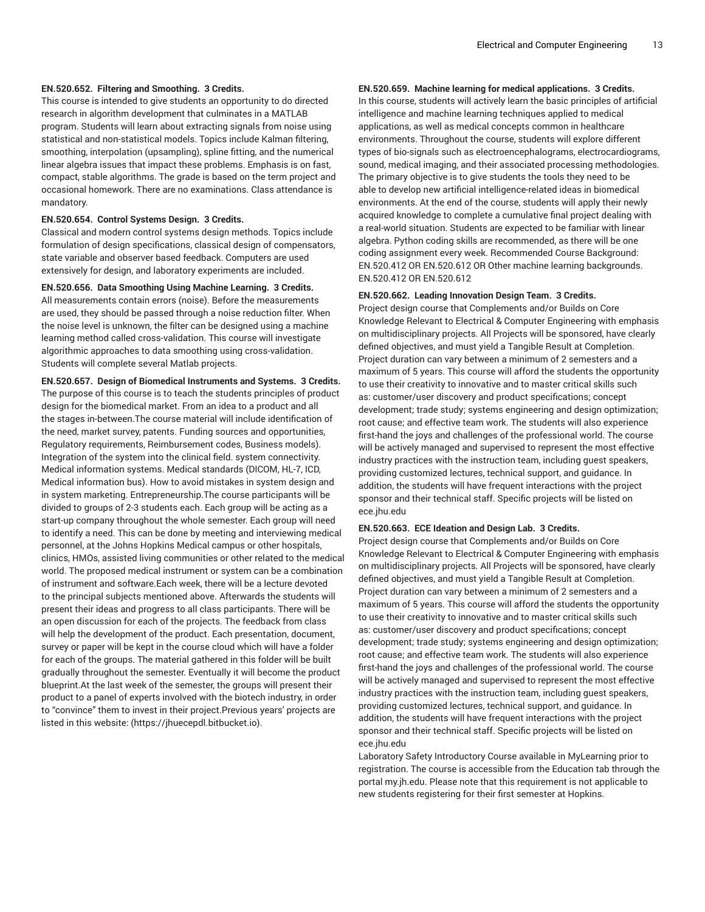**EN.520.652. Filtering and Smoothing. 3 Credits.**

This course is intended to give students an opportunity to do directed research in algorithm development that culminates in a MATLAB program. Students will learn about extracting signals from noise using statistical and non-statistical models. Topics include Kalman filtering, smoothing, interpolation (upsampling), spline fitting, and the numerical linear algebra issues that impact these problems. Emphasis is on fast, compact, stable algorithms. The grade is based on the term project and occasional homework. There are no examinations. Class attendance is mandatory.

**EN.520.654. Control Systems Design. 3 Credits.**

Classical and modern control systems design methods. Topics include formulation of design specifications, classical design of compensators, state variable and observer based feedback. Computers are used extensively for design, and laboratory experiments are included.

**EN.520.656. Data Smoothing Using Machine Learning. 3 Credits.**

All measurements contain errors (noise). Before the measurements are used, they should be passed through a noise reduction filter. When the noise level is unknown, the filter can be designed using a machine learning method called cross-validation. This course will investigate algorithmic approaches to data smoothing using cross-validation. Students will complete several Matlab projects.

**EN.520.657. Design of Biomedical Instruments and Systems. 3 Credits.**

The purpose of this course is to teach the students principles of product design for the biomedical market. From an idea to a product and all the stages in-between.The course material will include identification of the need, market survey, patents. Funding sources and opportunities, Regulatory requirements, Reimbursement codes, Business models). Integration of the system into the clinical field. system connectivity. Medical information systems. Medical standards (DICOM, HL-7, ICD, Medical information bus). How to avoid mistakes in system design and in system marketing. Entrepreneurship.The course participants will be divided to groups of 2-3 students each. Each group will be acting as a start-up company throughout the whole semester. Each group will need to identify a need. This can be done by meeting and interviewing medical personnel, at the Johns Hopkins Medical campus or other hospitals, clinics, HMOs, assisted living communities or other related to the medical world. The proposed medical instrument or system can be a combination of instrument and software.Each week, there will be a lecture devoted to the principal subjects mentioned above. Afterwards the students will present their ideas and progress to all class participants. There will be an open discussion for each of the projects. The feedback from class will help the development of the product. Each presentation, document, survey or paper will be kept in the course cloud which will have a folder for each of the groups. The material gathered in this folder will be built gradually throughout the semester. Eventually it will become the product blueprint.At the last week of the semester, the groups will present their product to a panel of experts involved with the biotech industry, in order to "convince" them to invest in their project.Previous years' projects are listed in this website: (https://jhuecepdl.bitbucket.io).

**EN.520.659. Machine learning for medical applications. 3 Credits.**

In this course, students will actively learn the basic principles of artificial intelligence and machine learning techniques applied to medical applications, as well as medical concepts common in healthcare environments. Throughout the course, students will explore different types of bio-signals such as electroencephalograms, electrocardiograms, sound, medical imaging, and their associated processing methodologies. The primary objective is to give students the tools they need to be able to develop new artificial intelligence-related ideas in biomedical environments. At the end of the course, students will apply their newly acquired knowledge to complete a cumulative final project dealing with a real-world situation. Students are expected to be familiar with linear algebra. Python coding skills are recommended, as there will be one coding assignment every week. Recommended Course Background: EN.520.412 OR EN.520.612 OR Other machine learning backgrounds. EN.520.412 OR EN.520.612

**EN.520.662. Leading Innovation Design Team. 3 Credits.**

Project design course that Complements and/or Builds on Core Knowledge Relevant to Electrical & Computer Engineering with emphasis on multidisciplinary projects. All Projects will be sponsored, have clearly defined objectives, and must yield a Tangible Result at Completion. Project duration can vary between a minimum of 2 semesters and a maximum of 5 years. This course will afford the students the opportunity to use their creativity to innovative and to master critical skills such as: customer/user discovery and product specifications; concept development; trade study; systems engineering and design optimization; root cause; and effective team work. The students will also experience first-hand the joys and challenges of the professional world. The course will be actively managed and supervised to represent the most effective industry practices with the instruction team, including guest speakers, providing customized lectures, technical support, and guidance. In addition, the students will have frequent interactions with the project sponsor and their technical staff. Specific projects will be listed on ece.jhu.edu

**EN.520.663. ECE Ideation and Design Lab. 3 Credits.**

Project design course that Complements and/or Builds on Core Knowledge Relevant to Electrical & Computer Engineering with emphasis on multidisciplinary projects. All Projects will be sponsored, have clearly defined objectives, and must yield a Tangible Result at Completion. Project duration can vary between a minimum of 2 semesters and a maximum of 5 years. This course will afford the students the opportunity to use their creativity to innovative and to master critical skills such as: customer/user discovery and product specifications; concept development; trade study; systems engineering and design optimization; root cause; and effective team work. The students will also experience first-hand the joys and challenges of the professional world. The course will be actively managed and supervised to represent the most effective industry practices with the instruction team, including guest speakers, providing customized lectures, technical support, and guidance. In addition, the students will have frequent interactions with the project sponsor and their technical staff. Specific projects will be listed on ece.jhu.edu

Laboratory Safety Introductory Course available in MyLearning prior to registration. The course is accessible from the Education tab through the portal my.jh.edu. Please note that this requirement is not applicable to new students registering for their first semester at Hopkins.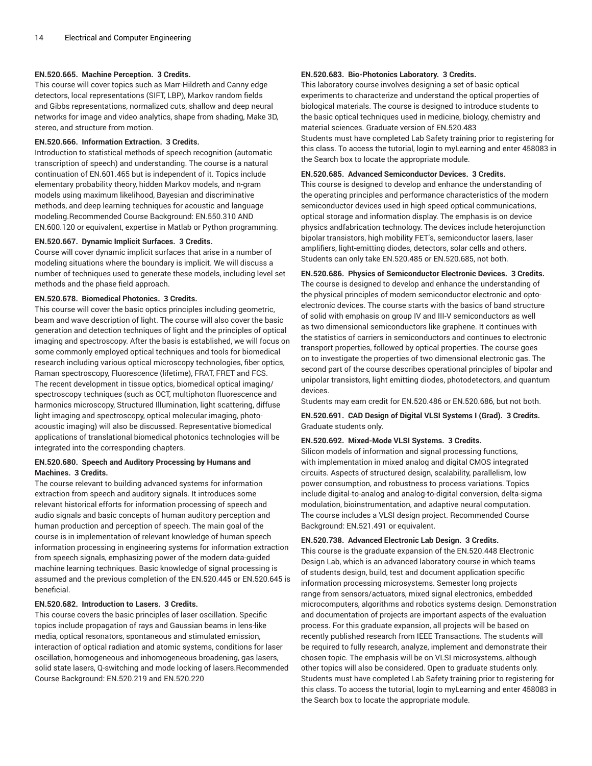**EN.520.665. Machine Perception. 3 Credits.**
This course will cover topics such as Marr-Hildreth and Canny edge detectors, local representations (SIFT, LBP), Markov random fields and Gibbs representations, normalized cuts, shallow and deep neural networks for image and video analytics, shape from shading, Make 3D, stereo, and structure from motion.

**EN.520.666. Information Extraction. 3 Credits.**
Introduction to statistical methods of speech recognition (automatic transcription of speech) and understanding. The course is a natural continuation of EN.601.465 but is independent of it. Topics include elementary probability theory, hidden Markov models, and n-gram models using maximum likelihood, Bayesian and discriminative methods, and deep learning techniques for acoustic and language modeling.Recommended Course Background: EN.550.310 AND EN.600.120 or equivalent, expertise in Matlab or Python programming.

**EN.520.667. Dynamic Implicit Surfaces. 3 Credits.**
Course will cover dynamic implicit surfaces that arise in a number of modeling situations where the boundary is implicit. We will discuss a number of techniques used to generate these models, including level set methods and the phase field approach.

**EN.520.678. Biomedical Photonics. 3 Credits.**
This course will cover the basic optics principles including geometric, beam and wave description of light. The course will also cover the basic generation and detection techniques of light and the principles of optical imaging and spectroscopy. After the basis is established, we will focus on some commonly employed optical techniques and tools for biomedical research including various optical microscopy technologies, fiber optics, Raman spectroscopy, Fluorescence (lifetime), FRAT, FRET and FCS. The recent development in tissue optics, biomedical optical imaging/spectroscopy techniques (such as OCT, multiphoton fluorescence and harmonics microscopy, Structured Illumination, light scattering, diffuse light imaging and spectroscopy, optical molecular imaging, photo-acoustic imaging) will also be discussed. Representative biomedical applications of translational biomedical photonics technologies will be integrated into the corresponding chapters.

**EN.520.680. Speech and Auditory Processing by Humans and Machines. 3 Credits.**
The course relevant to building advanced systems for information extraction from speech and auditory signals. It introduces some relevant historical efforts for information processing of speech and audio signals and basic concepts of human auditory perception and human production and perception of speech. The main goal of the course is in implementation of relevant knowledge of human speech information processing in engineering systems for information extraction from speech signals, emphasizing power of the modern data-guided machine learning techniques. Basic knowledge of signal processing is assumed and the previous completion of the EN.520.445 or EN.520.645 is beneficial.

**EN.520.682. Introduction to Lasers. 3 Credits.**
This course covers the basic principles of laser oscillation. Specific topics include propagation of rays and Gaussian beams in lens-like media, optical resonators, spontaneous and stimulated emission, interaction of optical radiation and atomic systems, conditions for laser oscillation, homogeneous and inhomogeneous broadening, gas lasers, solid state lasers, Q-switching and mode locking of lasers.Recommended Course Background: EN.520.219 and EN.520.220

**EN.520.683. Bio-Photonics Laboratory. 3 Credits.**
This laboratory course involves designing a set of basic optical experiments to characterize and understand the optical properties of biological materials. The course is designed to introduce students to the basic optical techniques used in medicine, biology, chemistry and material sciences. Graduate version of EN.520.483
Students must have completed Lab Safety training prior to registering for this class. To access the tutorial, login to myLearning and enter 458083 in the Search box to locate the appropriate module.

**EN.520.685. Advanced Semiconductor Devices. 3 Credits.**
This course is designed to develop and enhance the understanding of the operating principles and performance characteristics of the modern semiconductor devices used in high speed optical communications, optical storage and information display. The emphasis is on device physics andfabrication technology. The devices include heterojunction bipolar transistors, high mobility FET's, semiconductor lasers, laser amplifiers, light-emitting diodes, detectors, solar cells and others. Students can only take EN.520.485 or EN.520.685, not both.

**EN.520.686. Physics of Semiconductor Electronic Devices. 3 Credits.**
The course is designed to develop and enhance the understanding of the physical principles of modern semiconductor electronic and opto-electronic devices. The course starts with the basics of band structure of solid with emphasis on group IV and III-V semiconductors as well as two dimensional semiconductors like graphene. It continues with the statistics of carriers in semiconductors and continues to electronic transport properties, followed by optical properties. The course goes on to investigate the properties of two dimensional electronic gas. The second part of the course describes operational principles of bipolar and unipolar transistors, light emitting diodes, photodetectors, and quantum devices.
Students may earn credit for EN.520.486 or EN.520.686, but not both.

**EN.520.691. CAD Design of Digital VLSI Systems I (Grad). 3 Credits.**
Graduate students only.

**EN.520.692. Mixed-Mode VLSI Systems. 3 Credits.**
Silicon models of information and signal processing functions, with implementation in mixed analog and digital CMOS integrated circuits. Aspects of structured design, scalability, parallelism, low power consumption, and robustness to process variations. Topics include digital-to-analog and analog-to-digital conversion, delta-sigma modulation, bioinstrumentation, and adaptive neural computation. The course includes a VLSI design project. Recommended Course Background: EN.521.491 or equivalent.

**EN.520.738. Advanced Electronic Lab Design. 3 Credits.**
This course is the graduate expansion of the EN.520.448 Electronic Design Lab, which is an advanced laboratory course in which teams of students design, build, test and document application specific information processing microsystems. Semester long projects range from sensors/actuators, mixed signal electronics, embedded microcomputers, algorithms and robotics systems design. Demonstration and documentation of projects are important aspects of the evaluation process. For this graduate expansion, all projects will be based on recently published research from IEEE Transactions. The students will be required to fully research, analyze, implement and demonstrate their chosen topic. The emphasis will be on VLSI microsystems, although other topics will also be considered. Open to graduate students only.
Students must have completed Lab Safety training prior to registering for this class. To access the tutorial, login to myLearning and enter 458083 in the Search box to locate the appropriate module.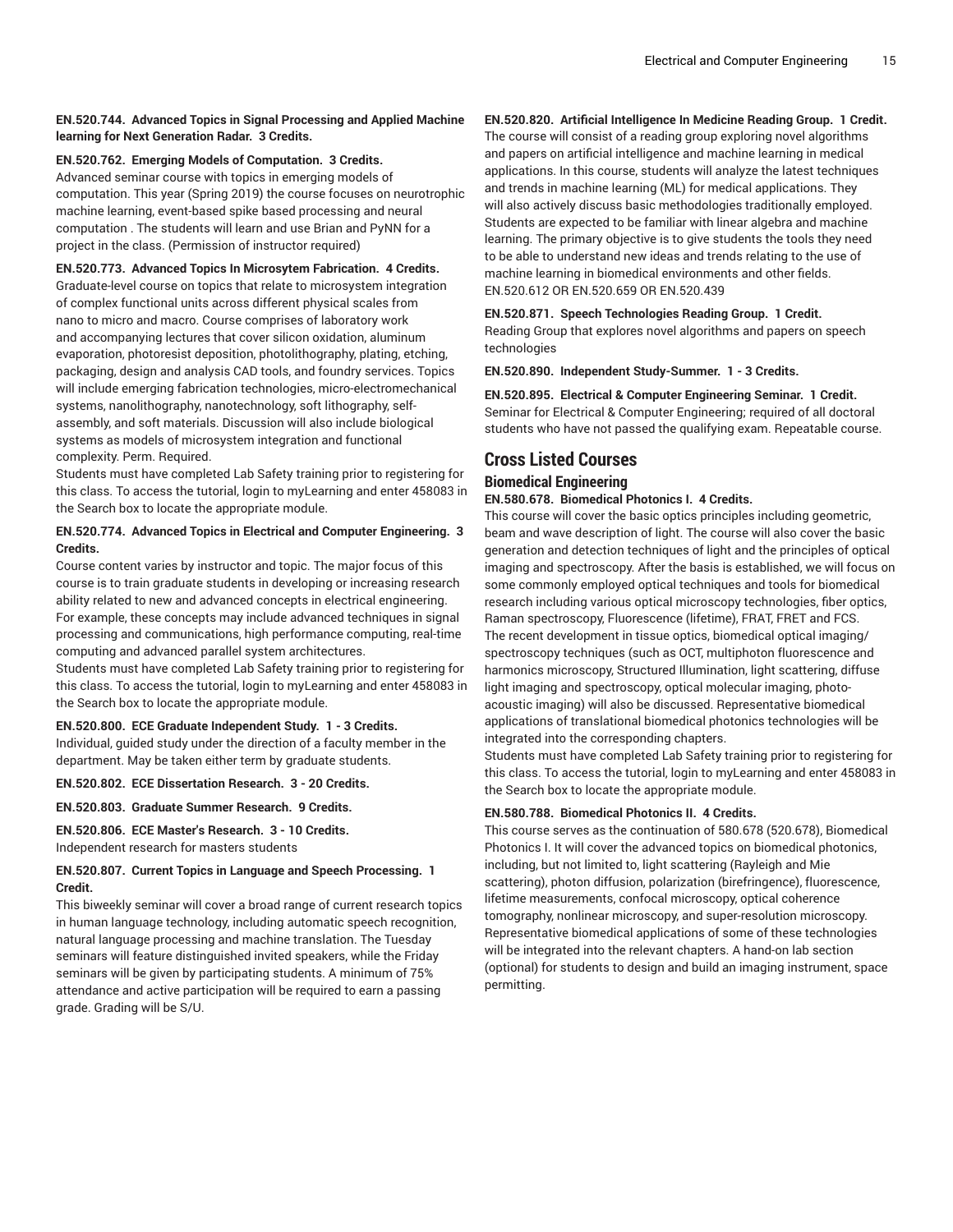**EN.520.744. Advanced Topics in Signal Processing and Applied Machine learning for Next Generation Radar. 3 Credits.**

**EN.520.762. Emerging Models of Computation. 3 Credits.**
Advanced seminar course with topics in emerging models of computation. This year (Spring 2019) the course focuses on neurotrophic machine learning, event-based spike based processing and neural computation . The students will learn and use Brian and PyNN for a project in the class. (Permission of instructor required)

**EN.520.773. Advanced Topics In Microsytem Fabrication. 4 Credits.**
Graduate-level course on topics that relate to microsystem integration of complex functional units across different physical scales from nano to micro and macro. Course comprises of laboratory work and accompanying lectures that cover silicon oxidation, aluminum evaporation, photoresist deposition, photolithography, plating, etching, packaging, design and analysis CAD tools, and foundry services. Topics will include emerging fabrication technologies, micro-electromechanical systems, nanolithography, nanotechnology, soft lithography, self-assembly, and soft materials. Discussion will also include biological systems as models of microsystem integration and functional complexity. Perm. Required.
Students must have completed Lab Safety training prior to registering for this class. To access the tutorial, login to myLearning and enter 458083 in the Search box to locate the appropriate module.

**EN.520.774. Advanced Topics in Electrical and Computer Engineering. 3 Credits.**
Course content varies by instructor and topic. The major focus of this course is to train graduate students in developing or increasing research ability related to new and advanced concepts in electrical engineering. For example, these concepts may include advanced techniques in signal processing and communications, high performance computing, real-time computing and advanced parallel system architectures.
Students must have completed Lab Safety training prior to registering for this class. To access the tutorial, login to myLearning and enter 458083 in the Search box to locate the appropriate module.

**EN.520.800. ECE Graduate Independent Study. 1 - 3 Credits.**
Individual, guided study under the direction of a faculty member in the department. May be taken either term by graduate students.

**EN.520.802. ECE Dissertation Research. 3 - 20 Credits.**

**EN.520.803. Graduate Summer Research. 9 Credits.**

**EN.520.806. ECE Master's Research. 3 - 10 Credits.**
Independent research for masters students

**EN.520.807. Current Topics in Language and Speech Processing. 1 Credit.**
This biweekly seminar will cover a broad range of current research topics in human language technology, including automatic speech recognition, natural language processing and machine translation. The Tuesday seminars will feature distinguished invited speakers, while the Friday seminars will be given by participating students. A minimum of 75% attendance and active participation will be required to earn a passing grade. Grading will be S/U.

**EN.520.820. Artificial Intelligence In Medicine Reading Group. 1 Credit.**
The course will consist of a reading group exploring novel algorithms and papers on artificial intelligence and machine learning in medical applications. In this course, students will analyze the latest techniques and trends in machine learning (ML) for medical applications. They will also actively discuss basic methodologies traditionally employed. Students are expected to be familiar with linear algebra and machine learning. The primary objective is to give students the tools they need to be able to understand new ideas and trends relating to the use of machine learning in biomedical environments and other fields.
EN.520.612 OR EN.520.659 OR EN.520.439

**EN.520.871. Speech Technologies Reading Group. 1 Credit.**
Reading Group that explores novel algorithms and papers on speech technologies

**EN.520.890. Independent Study-Summer. 1 - 3 Credits.**

**EN.520.895. Electrical & Computer Engineering Seminar. 1 Credit.**
Seminar for Electrical & Computer Engineering; required of all doctoral students who have not passed the qualifying exam. Repeatable course.

## Cross Listed Courses

### Biomedical Engineering

**EN.580.678. Biomedical Photonics I. 4 Credits.**
This course will cover the basic optics principles including geometric, beam and wave description of light. The course will also cover the basic generation and detection techniques of light and the principles of optical imaging and spectroscopy. After the basis is established, we will focus on some commonly employed optical techniques and tools for biomedical research including various optical microscopy technologies, fiber optics, Raman spectroscopy, Fluorescence (lifetime), FRAT, FRET and FCS. The recent development in tissue optics, biomedical optical imaging/ spectroscopy techniques (such as OCT, multiphoton fluorescence and harmonics microscopy, Structured Illumination, light scattering, diffuse light imaging and spectroscopy, optical molecular imaging, photo-acoustic imaging) will also be discussed. Representative biomedical applications of translational biomedical photonics technologies will be integrated into the corresponding chapters.
Students must have completed Lab Safety training prior to registering for this class. To access the tutorial, login to myLearning and enter 458083 in the Search box to locate the appropriate module.

**EN.580.788. Biomedical Photonics II. 4 Credits.**
This course serves as the continuation of 580.678 (520.678), Biomedical Photonics I. It will cover the advanced topics on biomedical photonics, including, but not limited to, light scattering (Rayleigh and Mie scattering), photon diffusion, polarization (birefringence), fluorescence, lifetime measurements, confocal microscopy, optical coherence tomography, nonlinear microscopy, and super-resolution microscopy. Representative biomedical applications of some of these technologies will be integrated into the relevant chapters. A hand-on lab section (optional) for students to design and build an imaging instrument, space permitting.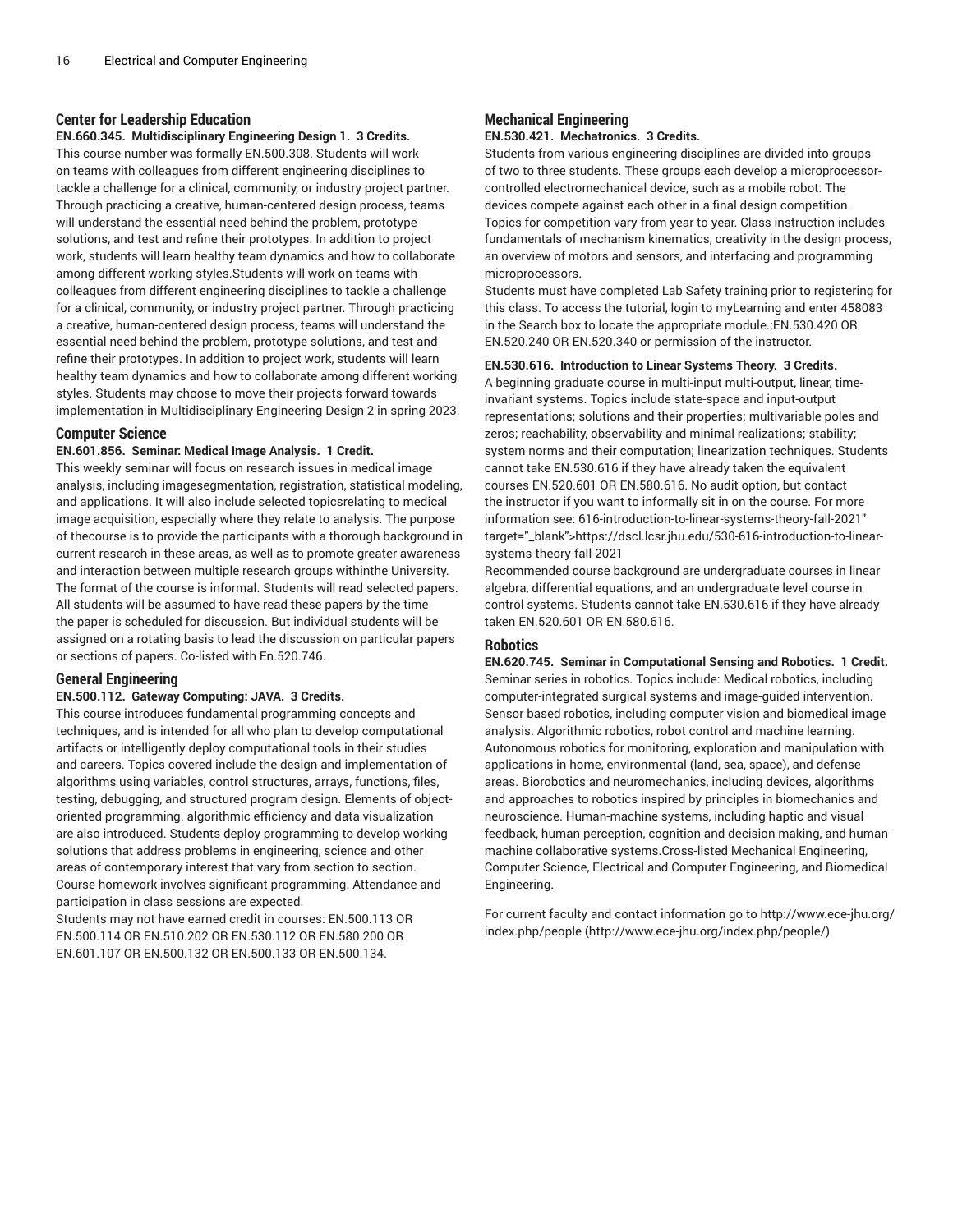### Center for Leadership Education

**EN.660.345. Multidisciplinary Engineering Design 1. 3 Credits.**

This course number was formally EN.500.308. Students will work on teams with colleagues from different engineering disciplines to tackle a challenge for a clinical, community, or industry project partner. Through practicing a creative, human-centered design process, teams will understand the essential need behind the problem, prototype solutions, and test and refine their prototypes. In addition to project work, students will learn healthy team dynamics and how to collaborate among different working styles.Students will work on teams with colleagues from different engineering disciplines to tackle a challenge for a clinical, community, or industry project partner. Through practicing a creative, human-centered design process, teams will understand the essential need behind the problem, prototype solutions, and test and refine their prototypes. In addition to project work, students will learn healthy team dynamics and how to collaborate among different working styles. Students may choose to move their projects forward towards implementation in Multidisciplinary Engineering Design 2 in spring 2023.

### Computer Science

**EN.601.856. Seminar: Medical Image Analysis. 1 Credit.**

This weekly seminar will focus on research issues in medical image analysis, including imagesegmentation, registration, statistical modeling, and applications. It will also include selected topicsrelating to medical image acquisition, especially where they relate to analysis. The purpose of thecourse is to provide the participants with a thorough background in current research in these areas, as well as to promote greater awareness and interaction between multiple research groups withinthe University. The format of the course is informal. Students will read selected papers. All students will be assumed to have read these papers by the time the paper is scheduled for discussion. But individual students will be assigned on a rotating basis to lead the discussion on particular papers or sections of papers. Co-listed with En.520.746.

### General Engineering

**EN.500.112. Gateway Computing: JAVA. 3 Credits.**

This course introduces fundamental programming concepts and techniques, and is intended for all who plan to develop computational artifacts or intelligently deploy computational tools in their studies and careers. Topics covered include the design and implementation of algorithms using variables, control structures, arrays, functions, files, testing, debugging, and structured program design. Elements of object-oriented programming. algorithmic efficiency and data visualization are also introduced. Students deploy programming to develop working solutions that address problems in engineering, science and other areas of contemporary interest that vary from section to section. Course homework involves significant programming. Attendance and participation in class sessions are expected.

Students may not have earned credit in courses: EN.500.113 OR EN.500.114 OR EN.510.202 OR EN.530.112 OR EN.580.200 OR EN.601.107 OR EN.500.132 OR EN.500.133 OR EN.500.134.

### Mechanical Engineering

**EN.530.421. Mechatronics. 3 Credits.**

Students from various engineering disciplines are divided into groups of two to three students. These groups each develop a microprocessor-controlled electromechanical device, such as a mobile robot. The devices compete against each other in a final design competition. Topics for competition vary from year to year. Class instruction includes fundamentals of mechanism kinematics, creativity in the design process, an overview of motors and sensors, and interfacing and programming microprocessors.

Students must have completed Lab Safety training prior to registering for this class. To access the tutorial, login to myLearning and enter 458083 in the Search box to locate the appropriate module.;EN.530.420 OR EN.520.240 OR EN.520.340 or permission of the instructor.

**EN.530.616. Introduction to Linear Systems Theory. 3 Credits.**

A beginning graduate course in multi-input multi-output, linear, time-invariant systems. Topics include state-space and input-output representations; solutions and their properties; multivariable poles and zeros; reachability, observability and minimal realizations; stability; system norms and their computation; linearization techniques. Students cannot take EN.530.616 if they have already taken the equivalent courses EN.520.601 OR EN.580.616. No audit option, but contact the instructor if you want to informally sit in on the course. For more information see: 616-introduction-to-linear-systems-theory-fall-2021" target="_blank">https://dscl.lcsr.jhu.edu/530-616-introduction-to-linear-systems-theory-fall-2021

Recommended course background are undergraduate courses in linear algebra, differential equations, and an undergraduate level course in control systems. Students cannot take EN.530.616 if they have already taken EN.520.601 OR EN.580.616.

### Robotics

**EN.620.745. Seminar in Computational Sensing and Robotics. 1 Credit.**

Seminar series in robotics. Topics include: Medical robotics, including computer-integrated surgical systems and image-guided intervention. Sensor based robotics, including computer vision and biomedical image analysis. Algorithmic robotics, robot control and machine learning. Autonomous robotics for monitoring, exploration and manipulation with applications in home, environmental (land, sea, space), and defense areas. Biorobotics and neuromechanics, including devices, algorithms and approaches to robotics inspired by principles in biomechanics and neuroscience. Human-machine systems, including haptic and visual feedback, human perception, cognition and decision making, and human-machine collaborative systems.Cross-listed Mechanical Engineering, Computer Science, Electrical and Computer Engineering, and Biomedical Engineering.

For current faculty and contact information go to http://www.ece-jhu.org/index.php/people (http://www.ece-jhu.org/index.php/people/)